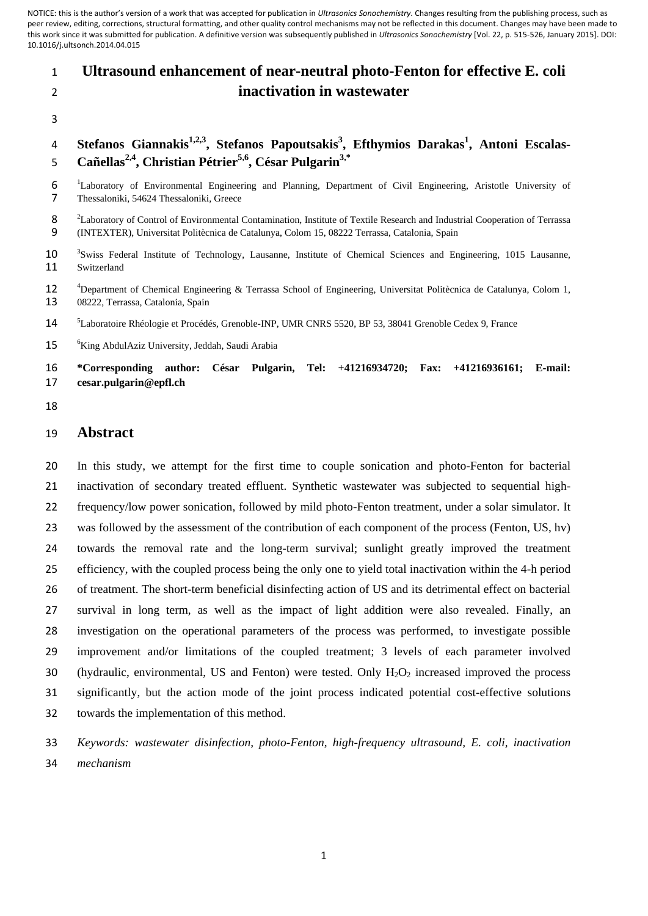NOTICE: this is the author's version of a work that was accepted for publication in *Ultrasonics Sonochemistry*. Changes resulting from the publishing process, such as peer review, editing, corrections, structural formatting, and other quality control mechanisms may not be reflected in this document. Changes may have been made to this work since it was submitted for publication. A definitive version was subsequently published in *Ultrasonics Sonochemistry* [Vol. 22, p. 515-526, January 2015]. DOI: 10.1016/j.ultsonch.2014.04.015

# Ultrasound enhancement of near-neutral photo-Fenton for effective E. coli inactivation in wastewater

**Stefanos Giannakis[1,2,3], Stefanos Papoutsakis[3], Efthymios Darakas[1], Antoni Escalas-Cañellas[2,4], Christian Pétrier[5,6], César Pulgarin[3,*]**

[1]Laboratory of Environmental Engineering and Planning, Department of Civil Engineering, Aristotle University of Thessaloniki, 54624 Thessaloniki, Greece

[2]Laboratory of Control of Environmental Contamination, Institute of Textile Research and Industrial Cooperation of Terrassa (INTEXTER), Universitat Politècnica de Catalunya, Colom 15, 08222 Terrassa, Catalonia, Spain

[3]Swiss Federal Institute of Technology, Lausanne, Institute of Chemical Sciences and Engineering, 1015 Lausanne, Switzerland

[4]Department of Chemical Engineering & Terrassa School of Engineering, Universitat Politècnica de Catalunya, Colom 1, 08222, Terrassa, Catalonia, Spain

[5]Laboratoire Rhéologie et Procédés, Grenoble-INP, UMR CNRS 5520, BP 53, 38041 Grenoble Cedex 9, France

[6]King AbdulAziz University, Jeddah, Saudi Arabia

**\*Corresponding author: César Pulgarin, Tel: +41216934720; Fax: +41216936161; E-mail: cesar.pulgarin@epfl.ch**

## Abstract

In this study, we attempt for the first time to couple sonication and photo-Fenton for bacterial inactivation of secondary treated effluent. Synthetic wastewater was subjected to sequential high-frequency/low power sonication, followed by mild photo-Fenton treatment, under a solar simulator. It was followed by the assessment of the contribution of each component of the process (Fenton, US, hv) towards the removal rate and the long-term survival; sunlight greatly improved the treatment efficiency, with the coupled process being the only one to yield total inactivation within the 4-h period of treatment. The short-term beneficial disinfecting action of US and its detrimental effect on bacterial survival in long term, as well as the impact of light addition were also revealed. Finally, an investigation on the operational parameters of the process was performed, to investigate possible improvement and/or limitations of the coupled treatment; 3 levels of each parameter involved (hydraulic, environmental, US and Fenton) were tested. Only $H_2O_2$ increased improved the process significantly, but the action mode of the joint process indicated potential cost-effective solutions towards the implementation of this method.

*Keywords: wastewater disinfection, photo-Fenton, high-frequency ultrasound, E. coli, inactivation mechanism*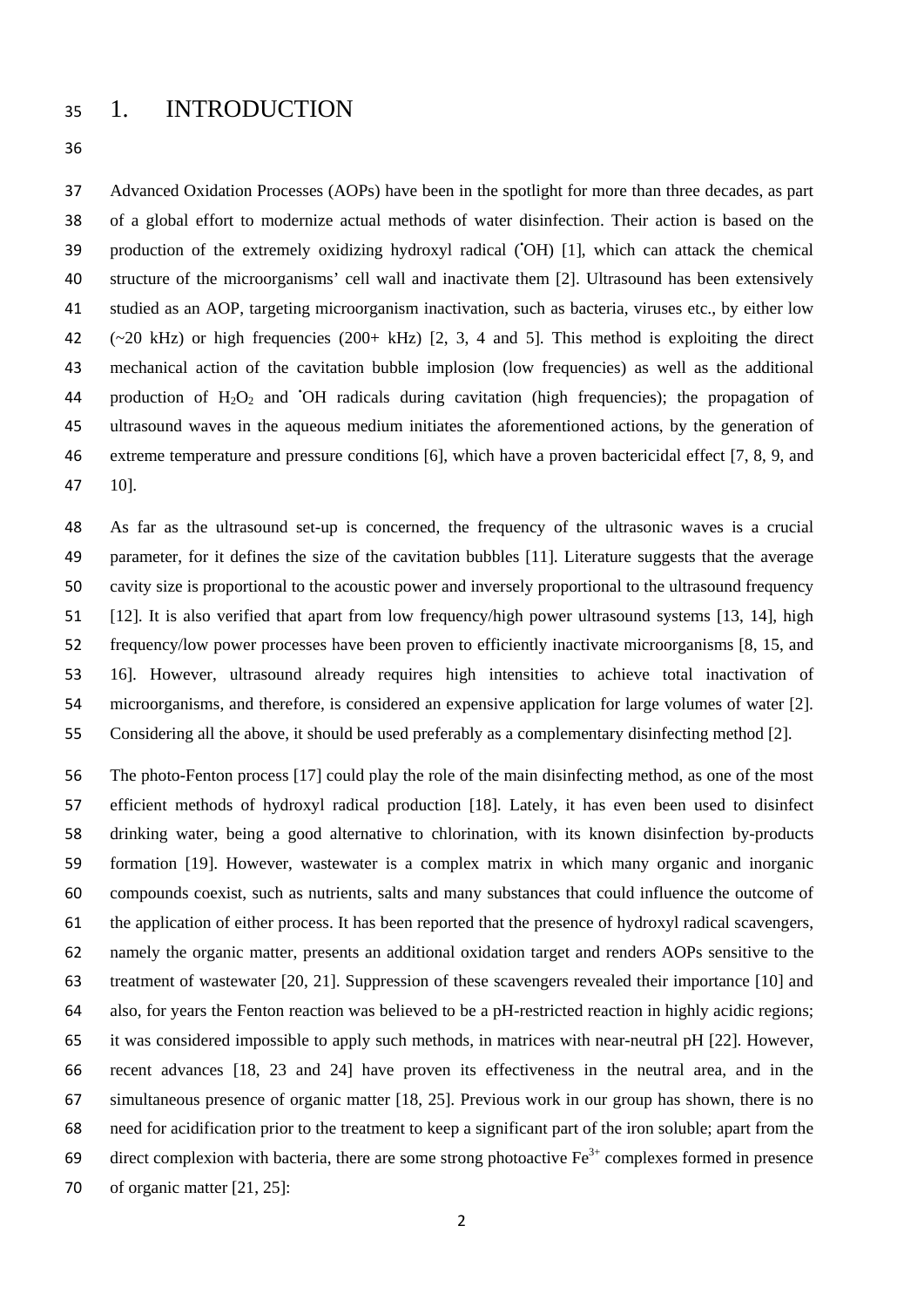# 1. INTRODUCTION

Advanced Oxidation Processes (AOPs) have been in the spotlight for more than three decades, as part of a global effort to modernize actual methods of water disinfection. Their action is based on the production of the extremely oxidizing hydroxyl radical ($^{\bullet}OH$) [1], which can attack the chemical structure of the microorganisms' cell wall and inactivate them [2]. Ultrasound has been extensively studied as an AOP, targeting microorganism inactivation, such as bacteria, viruses etc., by either low (~20 kHz) or high frequencies (200+ kHz) [2, 3, 4 and 5]. This method is exploiting the direct mechanical action of the cavitation bubble implosion (low frequencies) as well as the additional production of $H_2O_2$ and $^{\bullet}OH$ radicals during cavitation (high frequencies); the propagation of ultrasound waves in the aqueous medium initiates the aforementioned actions, by the generation of extreme temperature and pressure conditions [6], which have a proven bactericidal effect [7, 8, 9, and 10].

As far as the ultrasound set-up is concerned, the frequency of the ultrasonic waves is a crucial parameter, for it defines the size of the cavitation bubbles [11]. Literature suggests that the average cavity size is proportional to the acoustic power and inversely proportional to the ultrasound frequency [12]. It is also verified that apart from low frequency/high power ultrasound systems [13, 14], high frequency/low power processes have been proven to efficiently inactivate microorganisms [8, 15, and 16]. However, ultrasound already requires high intensities to achieve total inactivation of microorganisms, and therefore, is considered an expensive application for large volumes of water [2]. Considering all the above, it should be used preferably as a complementary disinfecting method [2].

The photo-Fenton process [17] could play the role of the main disinfecting method, as one of the most efficient methods of hydroxyl radical production [18]. Lately, it has even been used to disinfect drinking water, being a good alternative to chlorination, with its known disinfection by-products formation [19]. However, wastewater is a complex matrix in which many organic and inorganic compounds coexist, such as nutrients, salts and many substances that could influence the outcome of the application of either process. It has been reported that the presence of hydroxyl radical scavengers, namely the organic matter, presents an additional oxidation target and renders AOPs sensitive to the treatment of wastewater [20, 21]. Suppression of these scavengers revealed their importance [10] and also, for years the Fenton reaction was believed to be a pH-restricted reaction in highly acidic regions; it was considered impossible to apply such methods, in matrices with near-neutral pH [22]. However, recent advances [18, 23 and 24] have proven its effectiveness in the neutral area, and in the simultaneous presence of organic matter [18, 25]. Previous work in our group has shown, there is no need for acidification prior to the treatment to keep a significant part of the iron soluble; apart from the direct complexion with bacteria, there are some strong photoactive $Fe^{3+}$ complexes formed in presence of organic matter [21, 25]: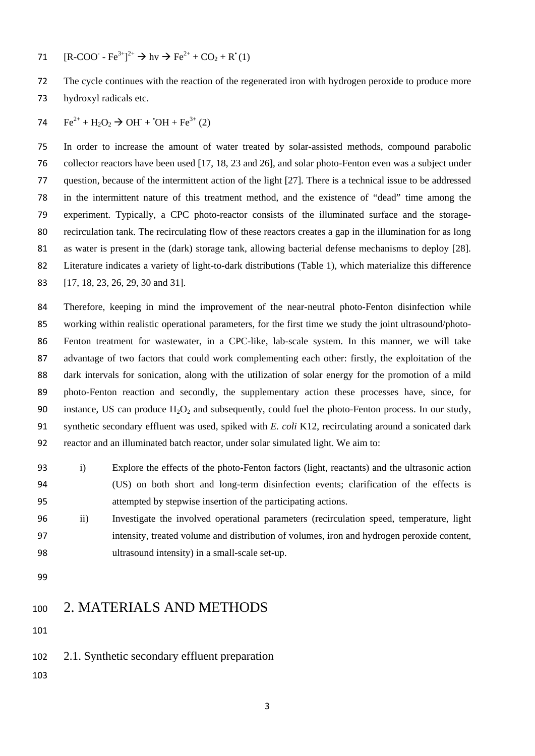$$[R\text{-}COO^{-} - Fe^{3+}]^{2+} \rightarrow h\nu \rightarrow Fe^{2+} + CO_2 + R^{\bullet} \quad (1)$$

The cycle continues with the reaction of the regenerated iron with hydrogen peroxide to produce more hydroxyl radicals etc.

$$Fe^{2+} + H_2O_2 \rightarrow OH^{-} + {}^{\bullet}OH + Fe^{3+} \quad (2)$$

In order to increase the amount of water treated by solar-assisted methods, compound parabolic collector reactors have been used [17, 18, 23 and 26], and solar photo-Fenton even was a subject under question, because of the intermittent action of the light [27]. There is a technical issue to be addressed in the intermittent nature of this treatment method, and the existence of "dead" time among the experiment. Typically, a CPC photo-reactor consists of the illuminated surface and the storage-recirculation tank. The recirculating flow of these reactors creates a gap in the illumination for as long as water is present in the (dark) storage tank, allowing bacterial defense mechanisms to deploy [28]. Literature indicates a variety of light-to-dark distributions (Table 1), which materialize this difference [17, 18, 23, 26, 29, 30 and 31].

Therefore, keeping in mind the improvement of the near-neutral photo-Fenton disinfection while working within realistic operational parameters, for the first time we study the joint ultrasound/photo-Fenton treatment for wastewater, in a CPC-like, lab-scale system. In this manner, we will take advantage of two factors that could work complementing each other: firstly, the exploitation of the dark intervals for sonication, along with the utilization of solar energy for the promotion of a mild photo-Fenton reaction and secondly, the supplementary action these processes have, since, for instance, US can produce $H_2O_2$ and subsequently, could fuel the photo-Fenton process. In our study, synthetic secondary effluent was used, spiked with *E. coli* K12, recirculating around a sonicated dark reactor and an illuminated batch reactor, under solar simulated light. We aim to:

i) Explore the effects of the photo-Fenton factors (light, reactants) and the ultrasonic action (US) on both short and long-term disinfection events; clarification of the effects is attempted by stepwise insertion of the participating actions.

ii) Investigate the involved operational parameters (recirculation speed, temperature, light intensity, treated volume and distribution of volumes, iron and hydrogen peroxide content, ultrasound intensity) in a small-scale set-up.

# 2. MATERIALS AND METHODS

## 2.1. Synthetic secondary effluent preparation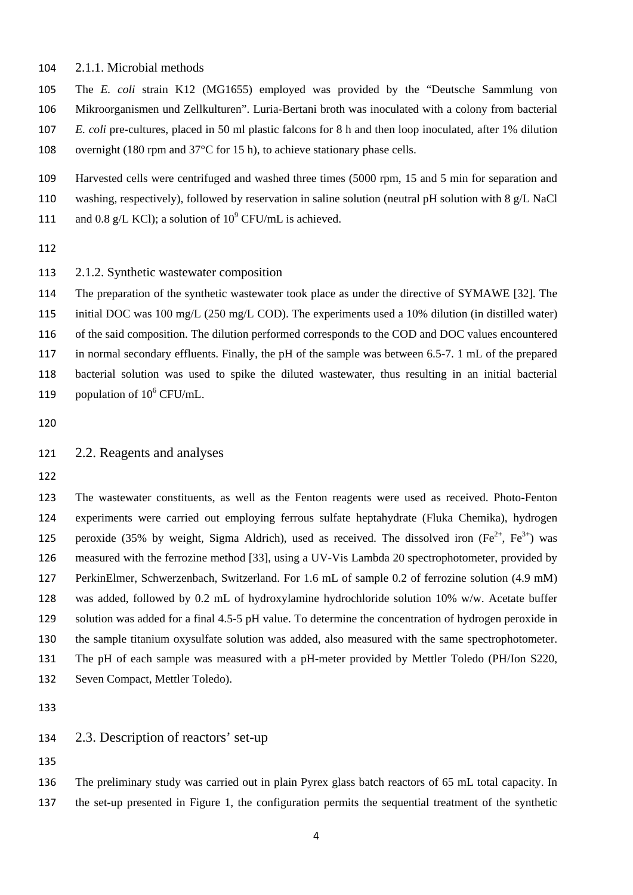### 2.1.1. Microbial methods

The *E. coli* strain K12 (MG1655) employed was provided by the "Deutsche Sammlung von Mikroorganismen und Zellkulturen". Luria-Bertani broth was inoculated with a colony from bacterial *E. coli* pre-cultures, placed in 50 ml plastic falcons for 8 h and then loop inoculated, after 1% dilution overnight (180 rpm and 37°C for 15 h), to achieve stationary phase cells.

Harvested cells were centrifuged and washed three times (5000 rpm, 15 and 5 min for separation and washing, respectively), followed by reservation in saline solution (neutral pH solution with 8 g/L NaCl and 0.8 g/L KCl); a solution of $10^9$ CFU/mL is achieved.

### 2.1.2. Synthetic wastewater composition

The preparation of the synthetic wastewater took place as under the directive of SYMAWE [32]. The initial DOC was 100 mg/L (250 mg/L COD). The experiments used a 10% dilution (in distilled water) of the said composition. The dilution performed corresponds to the COD and DOC values encountered in normal secondary effluents. Finally, the pH of the sample was between 6.5-7. 1 mL of the prepared bacterial solution was used to spike the diluted wastewater, thus resulting in an initial bacterial population of $10^6$ CFU/mL.

## 2.2. Reagents and analyses

The wastewater constituents, as well as the Fenton reagents were used as received. Photo-Fenton experiments were carried out employing ferrous sulfate heptahydrate (Fluka Chemika), hydrogen peroxide (35% by weight, Sigma Aldrich), used as received. The dissolved iron ($Fe^{2+}$, $Fe^{3+}$) was measured with the ferrozine method [33], using a UV-Vis Lambda 20 spectrophotometer, provided by PerkinElmer, Schwerzenbach, Switzerland. For 1.6 mL of sample 0.2 of ferrozine solution (4.9 mM) was added, followed by 0.2 mL of hydroxylamine hydrochloride solution 10% w/w. Acetate buffer solution was added for a final 4.5-5 pH value. To determine the concentration of hydrogen peroxide in the sample titanium oxysulfate solution was added, also measured with the same spectrophotometer. The pH of each sample was measured with a pH-meter provided by Mettler Toledo (PH/Ion S220, Seven Compact, Mettler Toledo).

## 2.3. Description of reactors' set-up

The preliminary study was carried out in plain Pyrex glass batch reactors of 65 mL total capacity. In the set-up presented in Figure 1, the configuration permits the sequential treatment of the synthetic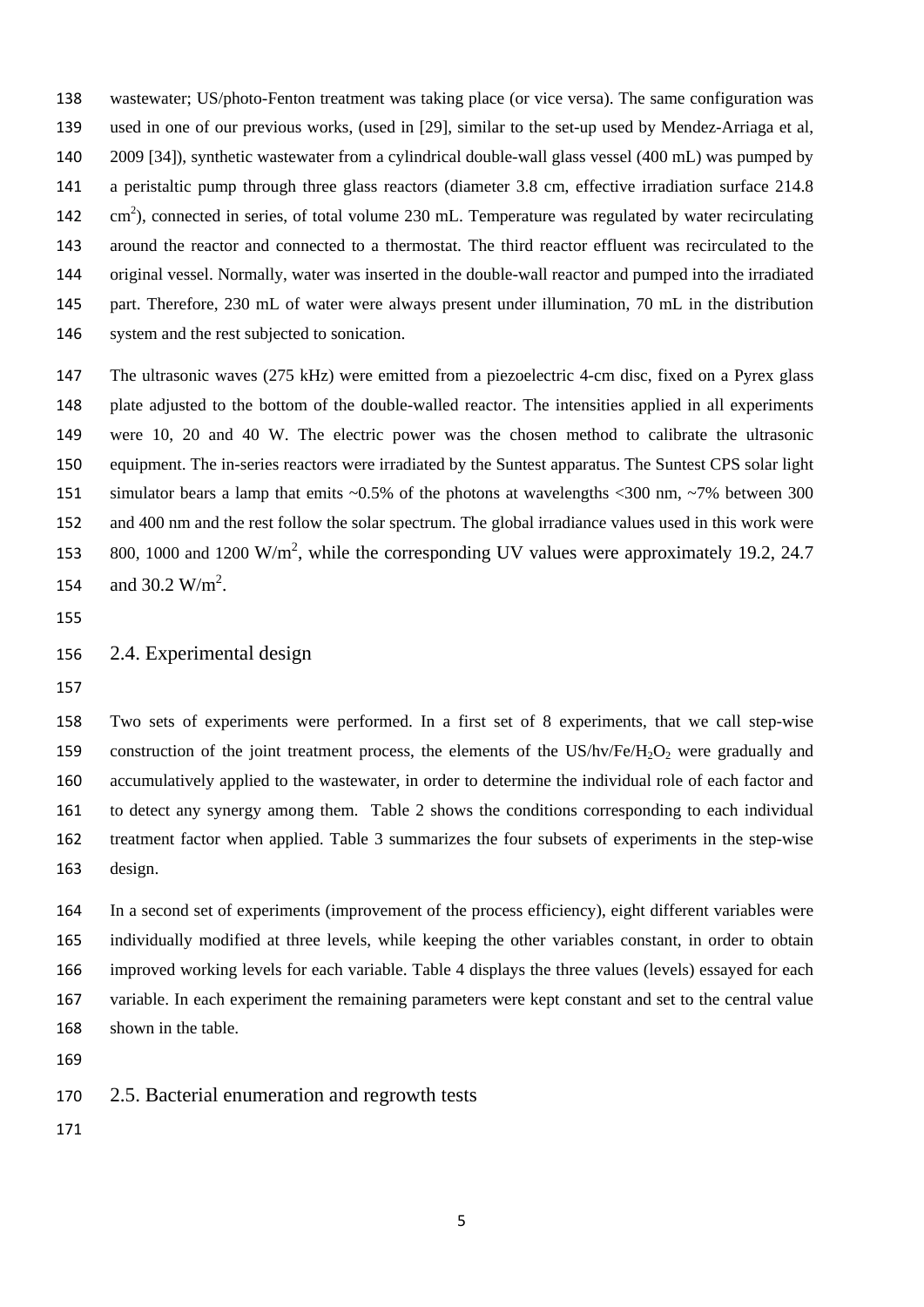wastewater; US/photo-Fenton treatment was taking place (or vice versa). The same configuration was used in one of our previous works, (used in [29], similar to the set-up used by Mendez-Arriaga et al, 2009 [34]), synthetic wastewater from a cylindrical double-wall glass vessel (400 mL) was pumped by a peristaltic pump through three glass reactors (diameter 3.8 cm, effective irradiation surface 214.8 $cm^2$), connected in series, of total volume 230 mL. Temperature was regulated by water recirculating around the reactor and connected to a thermostat. The third reactor effluent was recirculated to the original vessel. Normally, water was inserted in the double-wall reactor and pumped into the irradiated part. Therefore, 230 mL of water were always present under illumination, 70 mL in the distribution system and the rest subjected to sonication.

The ultrasonic waves (275 kHz) were emitted from a piezoelectric 4-cm disc, fixed on a Pyrex glass plate adjusted to the bottom of the double-walled reactor. The intensities applied in all experiments were 10, 20 and 40 W. The electric power was the chosen method to calibrate the ultrasonic equipment. The in-series reactors were irradiated by the Suntest apparatus. The Suntest CPS solar light simulator bears a lamp that emits ~0.5% of the photons at wavelengths <300 nm, ~7% between 300 and 400 nm and the rest follow the solar spectrum. The global irradiance values used in this work were 800, 1000 and 1200 $W/m^2$, while the corresponding UV values were approximately 19.2, 24.7 and 30.2 $W/m^2$.

## 2.4. Experimental design

Two sets of experiments were performed. In a first set of 8 experiments, that we call step-wise construction of the joint treatment process, the elements of the US/hv/Fe/$H_2O_2$ were gradually and accumulatively applied to the wastewater, in order to determine the individual role of each factor and to detect any synergy among them. Table 2 shows the conditions corresponding to each individual treatment factor when applied. Table 3 summarizes the four subsets of experiments in the step-wise design.

In a second set of experiments (improvement of the process efficiency), eight different variables were individually modified at three levels, while keeping the other variables constant, in order to obtain improved working levels for each variable. Table 4 displays the three values (levels) essayed for each variable. In each experiment the remaining parameters were kept constant and set to the central value shown in the table.

## 2.5. Bacterial enumeration and regrowth tests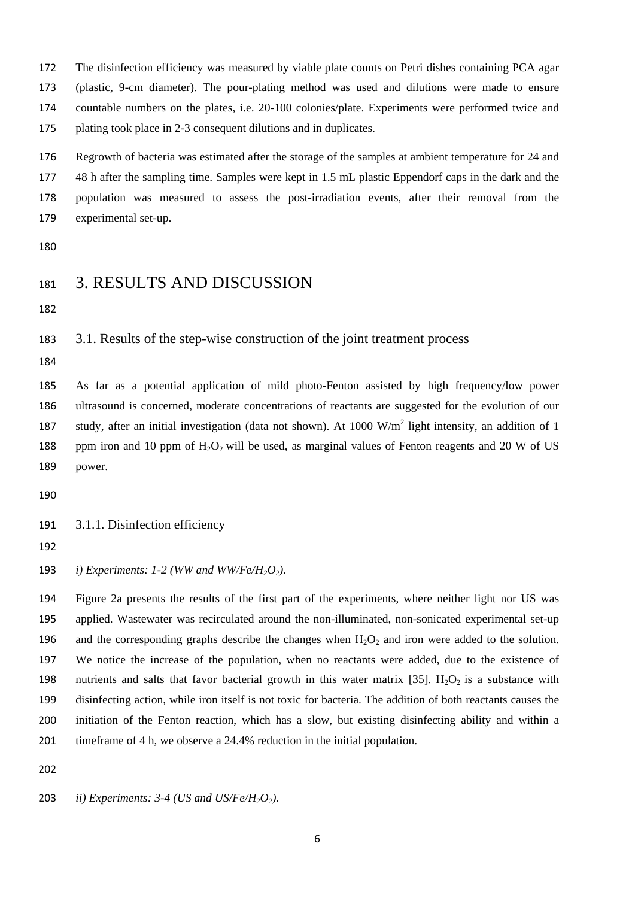The disinfection efficiency was measured by viable plate counts on Petri dishes containing PCA agar (plastic, 9-cm diameter). The pour-plating method was used and dilutions were made to ensure countable numbers on the plates, i.e. 20-100 colonies/plate. Experiments were performed twice and plating took place in 2-3 consequent dilutions and in duplicates.

Regrowth of bacteria was estimated after the storage of the samples at ambient temperature for 24 and 48 h after the sampling time. Samples were kept in 1.5 mL plastic Eppendorf caps in the dark and the population was measured to assess the post-irradiation events, after their removal from the experimental set-up.

# 3. RESULTS AND DISCUSSION

## 3.1. Results of the step-wise construction of the joint treatment process

As far as a potential application of mild photo-Fenton assisted by high frequency/low power ultrasound is concerned, moderate concentrations of reactants are suggested for the evolution of our study, after an initial investigation (data not shown). At 1000 $W/m^2$ light intensity, an addition of 1 ppm iron and 10 ppm of $H_2O_2$ will be used, as marginal values of Fenton reagents and 20 W of US power.

### 3.1.1. Disinfection efficiency

*i) Experiments: 1-2 (WW and WW/Fe/$H_2O_2$).*

Figure 2a presents the results of the first part of the experiments, where neither light nor US was applied. Wastewater was recirculated around the non-illuminated, non-sonicated experimental set-up and the corresponding graphs describe the changes when $H_2O_2$ and iron were added to the solution. We notice the increase of the population, when no reactants were added, due to the existence of nutrients and salts that favor bacterial growth in this water matrix [35]. $H_2O_2$ is a substance with disinfecting action, while iron itself is not toxic for bacteria. The addition of both reactants causes the initiation of the Fenton reaction, which has a slow, but existing disinfecting ability and within a timeframe of 4 h, we observe a 24.4% reduction in the initial population.

*ii) Experiments: 3-4 (US and US/Fe/$H_2O_2$).*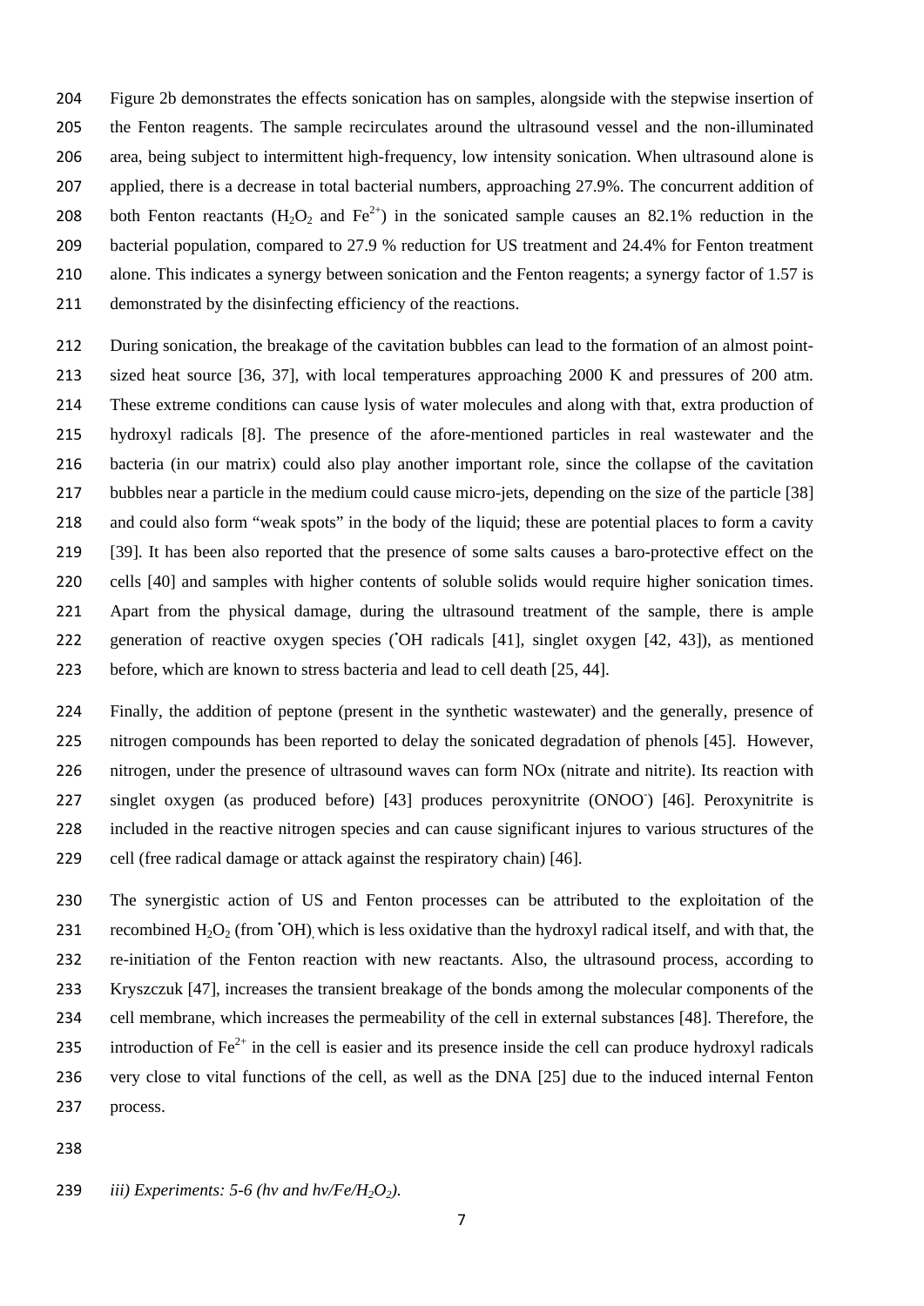Figure 2b demonstrates the effects sonication has on samples, alongside with the stepwise insertion of the Fenton reagents. The sample recirculates around the ultrasound vessel and the non-illuminated area, being subject to intermittent high-frequency, low intensity sonication. When ultrasound alone is applied, there is a decrease in total bacterial numbers, approaching 27.9%. The concurrent addition of both Fenton reactants ($H_2O_2$ and $Fe^{2+}$) in the sonicated sample causes an 82.1% reduction in the bacterial population, compared to 27.9 % reduction for US treatment and 24.4% for Fenton treatment alone. This indicates a synergy between sonication and the Fenton reagents; a synergy factor of 1.57 is demonstrated by the disinfecting efficiency of the reactions.

During sonication, the breakage of the cavitation bubbles can lead to the formation of an almost point-sized heat source [36, 37], with local temperatures approaching 2000 K and pressures of 200 atm. These extreme conditions can cause lysis of water molecules and along with that, extra production of hydroxyl radicals [8]. The presence of the afore-mentioned particles in real wastewater and the bacteria (in our matrix) could also play another important role, since the collapse of the cavitation bubbles near a particle in the medium could cause micro-jets, depending on the size of the particle [38] and could also form "weak spots" in the body of the liquid; these are potential places to form a cavity [39]. It has been also reported that the presence of some salts causes a baro-protective effect on the cells [40] and samples with higher contents of soluble solids would require higher sonication times. Apart from the physical damage, during the ultrasound treatment of the sample, there is ample generation of reactive oxygen species ($^{\bullet}OH$ radicals [41], singlet oxygen [42, 43]), as mentioned before, which are known to stress bacteria and lead to cell death [25, 44].

Finally, the addition of peptone (present in the synthetic wastewater) and the generally, presence of nitrogen compounds has been reported to delay the sonicated degradation of phenols [45]. However, nitrogen, under the presence of ultrasound waves can form NOx (nitrate and nitrite). Its reaction with singlet oxygen (as produced before) [43] produces peroxynitrite ($ONOO^-$) [46]. Peroxynitrite is included in the reactive nitrogen species and can cause significant injures to various structures of the cell (free radical damage or attack against the respiratory chain) [46].

The synergistic action of US and Fenton processes can be attributed to the exploitation of the recombined $H_2O_2$ (from $^{\bullet}OH$), which is less oxidative than the hydroxyl radical itself, and with that, the re-initiation of the Fenton reaction with new reactants. Also, the ultrasound process, according to Kryszczuk [47], increases the transient breakage of the bonds among the molecular components of the cell membrane, which increases the permeability of the cell in external substances [48]. Therefore, the introduction of $Fe^{2+}$ in the cell is easier and its presence inside the cell can produce hydroxyl radicals very close to vital functions of the cell, as well as the DNA [25] due to the induced internal Fenton process.

*iii) Experiments: 5-6 (hv and hv/Fe/$H_2O_2$).*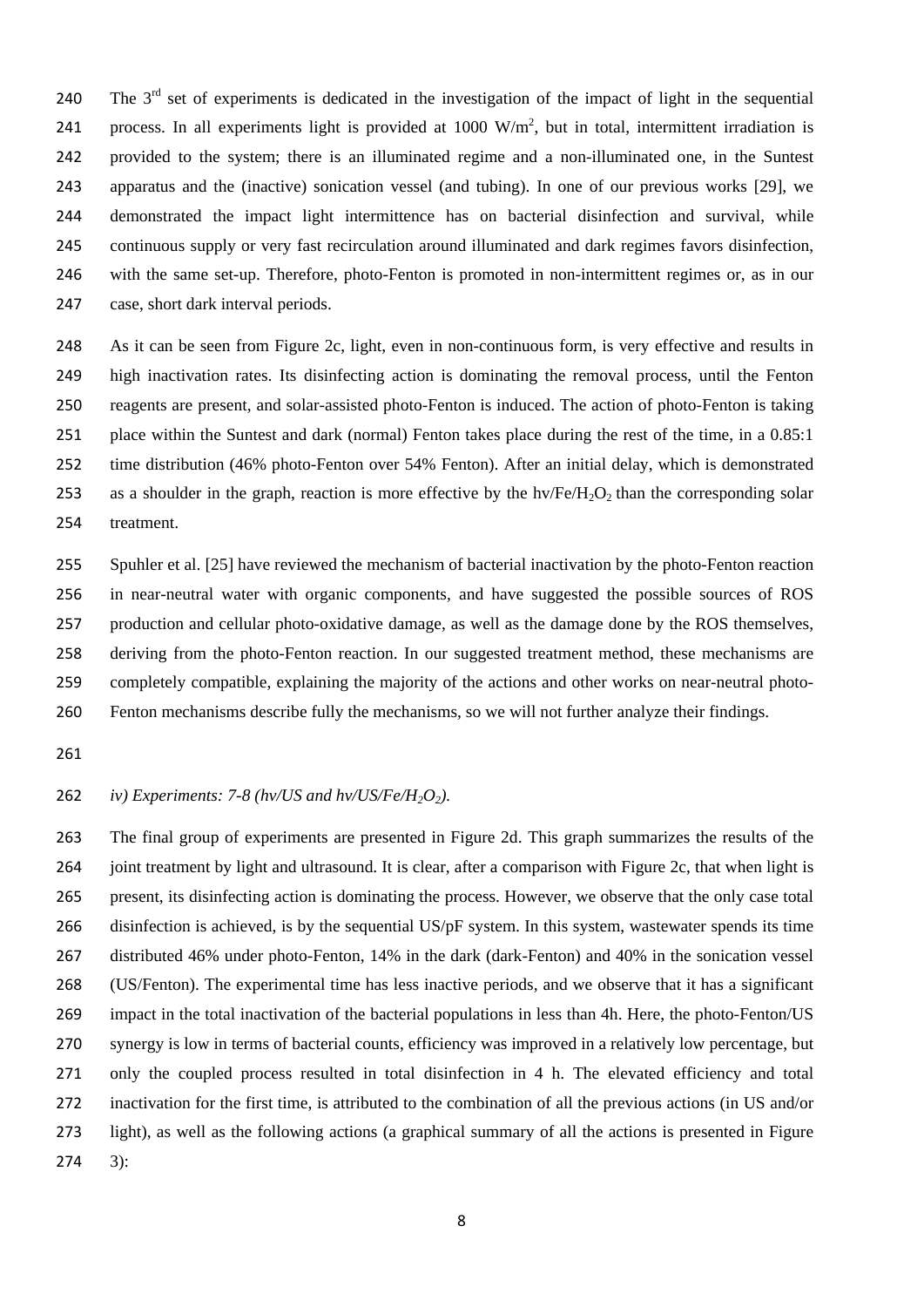The 3rd set of experiments is dedicated in the investigation of the impact of light in the sequential process. In all experiments light is provided at 1000 $W/m^2$, but in total, intermittent irradiation is provided to the system; there is an illuminated regime and a non-illuminated one, in the Suntest apparatus and the (inactive) sonication vessel (and tubing). In one of our previous works [29], we demonstrated the impact light intermittence has on bacterial disinfection and survival, while continuous supply or very fast recirculation around illuminated and dark regimes favors disinfection, with the same set-up. Therefore, photo-Fenton is promoted in non-intermittent regimes or, as in our case, short dark interval periods.

As it can be seen from Figure 2c, light, even in non-continuous form, is very effective and results in high inactivation rates. Its disinfecting action is dominating the removal process, until the Fenton reagents are present, and solar-assisted photo-Fenton is induced. The action of photo-Fenton is taking place within the Suntest and dark (normal) Fenton takes place during the rest of the time, in a 0.85:1 time distribution (46% photo-Fenton over 54% Fenton). After an initial delay, which is demonstrated as a shoulder in the graph, reaction is more effective by the $hv/Fe/H_2O_2$ than the corresponding solar treatment.

Spuhler et al. [25] have reviewed the mechanism of bacterial inactivation by the photo-Fenton reaction in near-neutral water with organic components, and have suggested the possible sources of ROS production and cellular photo-oxidative damage, as well as the damage done by the ROS themselves, deriving from the photo-Fenton reaction. In our suggested treatment method, these mechanisms are completely compatible, explaining the majority of the actions and other works on near-neutral photo-Fenton mechanisms describe fully the mechanisms, so we will not further analyze their findings.

*iv) Experiments: 7-8 (hv/US and hv/US/Fe/$H_2O_2$).*

The final group of experiments are presented in Figure 2d. This graph summarizes the results of the joint treatment by light and ultrasound. It is clear, after a comparison with Figure 2c, that when light is present, its disinfecting action is dominating the process. However, we observe that the only case total disinfection is achieved, is by the sequential US/pF system. In this system, wastewater spends its time distributed 46% under photo-Fenton, 14% in the dark (dark-Fenton) and 40% in the sonication vessel (US/Fenton). The experimental time has less inactive periods, and we observe that it has a significant impact in the total inactivation of the bacterial populations in less than 4h. Here, the photo-Fenton/US synergy is low in terms of bacterial counts, efficiency was improved in a relatively low percentage, but only the coupled process resulted in total disinfection in 4 h. The elevated efficiency and total inactivation for the first time, is attributed to the combination of all the previous actions (in US and/or light), as well as the following actions (a graphical summary of all the actions is presented in Figure 3):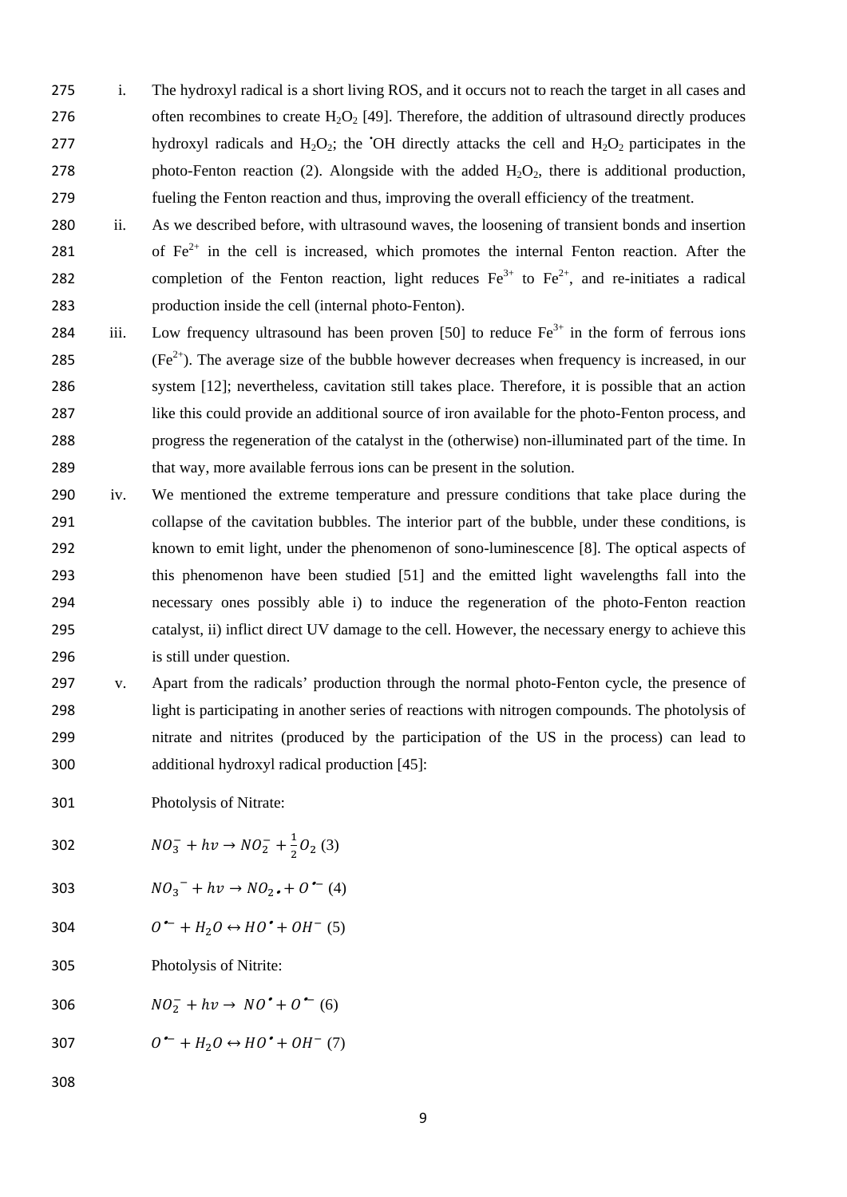i. The hydroxyl radical is a short living ROS, and it occurs not to reach the target in all cases and often recombines to create $H_2O_2$ [49]. Therefore, the addition of ultrasound directly produces hydroxyl radicals and $H_2O_2$; the $^{\bullet}OH$ directly attacks the cell and $H_2O_2$ participates in the photo-Fenton reaction (2). Alongside with the added $H_2O_2$, there is additional production, fueling the Fenton reaction and thus, improving the overall efficiency of the treatment.

ii. As we described before, with ultrasound waves, the loosening of transient bonds and insertion of $Fe^{2+}$ in the cell is increased, which promotes the internal Fenton reaction. After the completion of the Fenton reaction, light reduces $Fe^{3+}$ to $Fe^{2+}$, and re-initiates a radical production inside the cell (internal photo-Fenton).

iii. Low frequency ultrasound has been proven [50] to reduce $Fe^{3+}$ in the form of ferrous ions ($Fe^{2+}$). The average size of the bubble however decreases when frequency is increased, in our system [12]; nevertheless, cavitation still takes place. Therefore, it is possible that an action like this could provide an additional source of iron available for the photo-Fenton process, and progress the regeneration of the catalyst in the (otherwise) non-illuminated part of the time. In that way, more available ferrous ions can be present in the solution.

iv. We mentioned the extreme temperature and pressure conditions that take place during the collapse of the cavitation bubbles. The interior part of the bubble, under these conditions, is known to emit light, under the phenomenon of sono-luminescence [8]. The optical aspects of this phenomenon have been studied [51] and the emitted light wavelengths fall into the necessary ones possibly able i) to induce the regeneration of the photo-Fenton reaction catalyst, ii) inflict direct UV damage to the cell. However, the necessary energy to achieve this is still under question.

v. Apart from the radicals' production through the normal photo-Fenton cycle, the presence of light is participating in another series of reactions with nitrogen compounds. The photolysis of nitrate and nitrites (produced by the participation of the US in the process) can lead to additional hydroxyl radical production [45]:

Photolysis of Nitrate:

$$NO_3^- + hv \rightarrow NO_2^- + \frac{1}{2}O_2 \quad (3)$$

$$NO_3^{\ -} + hv \rightarrow NO_2{}_{\bullet} + O^{\bullet -} \quad (4)$$

$$O^{\bullet -} + H_2O \leftrightarrow HO^{\bullet} + OH^- \quad (5)$$

Photolysis of Nitrite:

$$NO_2^- + hv \rightarrow NO^{\bullet} + O^{\bullet -} \quad (6)$$

$$O^{\bullet -} + H_2O \leftrightarrow HO^{\bullet} + OH^- \quad (7)$$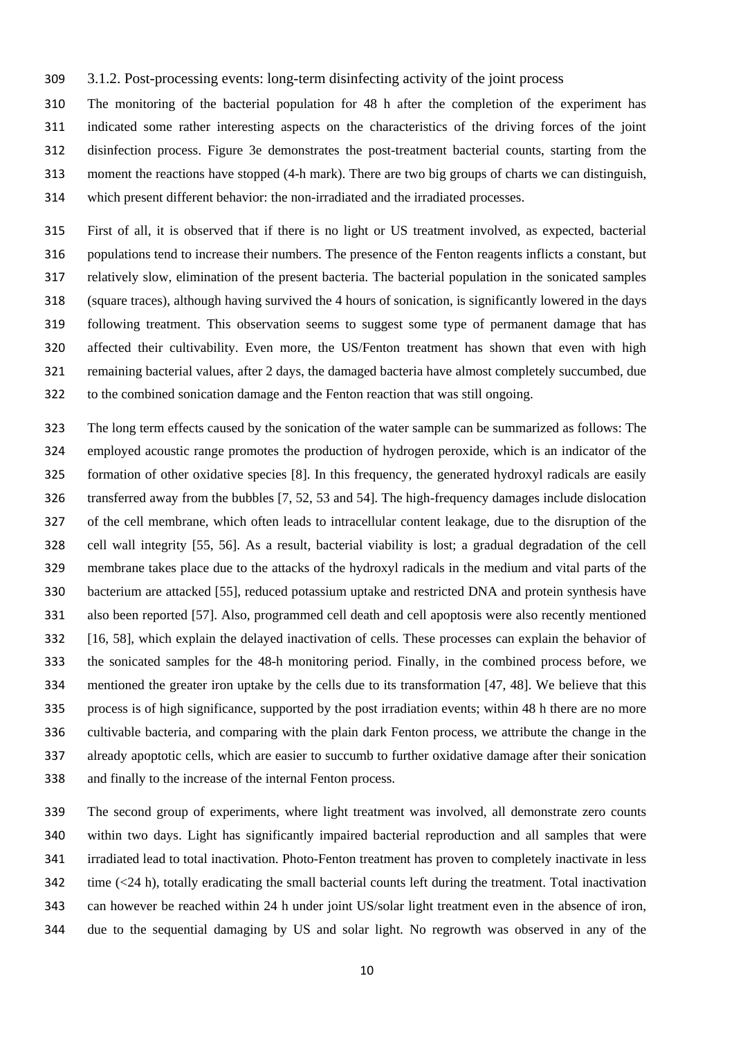### 3.1.2. Post-processing events: long-term disinfecting activity of the joint process

The monitoring of the bacterial population for 48 h after the completion of the experiment has indicated some rather interesting aspects on the characteristics of the driving forces of the joint disinfection process. Figure 3e demonstrates the post-treatment bacterial counts, starting from the moment the reactions have stopped (4-h mark). There are two big groups of charts we can distinguish, which present different behavior: the non-irradiated and the irradiated processes.

First of all, it is observed that if there is no light or US treatment involved, as expected, bacterial populations tend to increase their numbers. The presence of the Fenton reagents inflicts a constant, but relatively slow, elimination of the present bacteria. The bacterial population in the sonicated samples (square traces), although having survived the 4 hours of sonication, is significantly lowered in the days following treatment. This observation seems to suggest some type of permanent damage that has affected their cultivability. Even more, the US/Fenton treatment has shown that even with high remaining bacterial values, after 2 days, the damaged bacteria have almost completely succumbed, due to the combined sonication damage and the Fenton reaction that was still ongoing.

The long term effects caused by the sonication of the water sample can be summarized as follows: The employed acoustic range promotes the production of hydrogen peroxide, which is an indicator of the formation of other oxidative species [8]. In this frequency, the generated hydroxyl radicals are easily transferred away from the bubbles [7, 52, 53 and 54]. The high-frequency damages include dislocation of the cell membrane, which often leads to intracellular content leakage, due to the disruption of the cell wall integrity [55, 56]. As a result, bacterial viability is lost; a gradual degradation of the cell membrane takes place due to the attacks of the hydroxyl radicals in the medium and vital parts of the bacterium are attacked [55], reduced potassium uptake and restricted DNA and protein synthesis have also been reported [57]. Also, programmed cell death and cell apoptosis were also recently mentioned [16, 58], which explain the delayed inactivation of cells. These processes can explain the behavior of the sonicated samples for the 48-h monitoring period. Finally, in the combined process before, we mentioned the greater iron uptake by the cells due to its transformation [47, 48]. We believe that this process is of high significance, supported by the post irradiation events; within 48 h there are no more cultivable bacteria, and comparing with the plain dark Fenton process, we attribute the change in the already apoptotic cells, which are easier to succumb to further oxidative damage after their sonication and finally to the increase of the internal Fenton process.

The second group of experiments, where light treatment was involved, all demonstrate zero counts within two days. Light has significantly impaired bacterial reproduction and all samples that were irradiated lead to total inactivation. Photo-Fenton treatment has proven to completely inactivate in less time (<24 h), totally eradicating the small bacterial counts left during the treatment. Total inactivation can however be reached within 24 h under joint US/solar light treatment even in the absence of iron, due to the sequential damaging by US and solar light. No regrowth was observed in any of the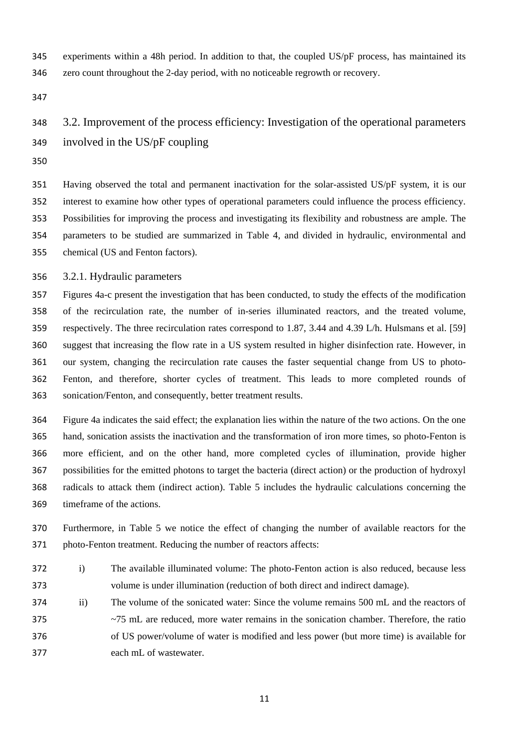experiments within a 48h period. In addition to that, the coupled US/pF process, has maintained its zero count throughout the 2-day period, with no noticeable regrowth or recovery.

## 3.2. Improvement of the process efficiency: Investigation of the operational parameters involved in the US/pF coupling

Having observed the total and permanent inactivation for the solar-assisted US/pF system, it is our interest to examine how other types of operational parameters could influence the process efficiency. Possibilities for improving the process and investigating its flexibility and robustness are ample. The parameters to be studied are summarized in Table 4, and divided in hydraulic, environmental and chemical (US and Fenton factors).

### 3.2.1. Hydraulic parameters

Figures 4a-c present the investigation that has been conducted, to study the effects of the modification of the recirculation rate, the number of in-series illuminated reactors, and the treated volume, respectively. The three recirculation rates correspond to 1.87, 3.44 and 4.39 L/h. Hulsmans et al. [59] suggest that increasing the flow rate in a US system resulted in higher disinfection rate. However, in our system, changing the recirculation rate causes the faster sequential change from US to photo-Fenton, and therefore, shorter cycles of treatment. This leads to more completed rounds of sonication/Fenton, and consequently, better treatment results.

Figure 4a indicates the said effect; the explanation lies within the nature of the two actions. On the one hand, sonication assists the inactivation and the transformation of iron more times, so photo-Fenton is more efficient, and on the other hand, more completed cycles of illumination, provide higher possibilities for the emitted photons to target the bacteria (direct action) or the production of hydroxyl radicals to attack them (indirect action). Table 5 includes the hydraulic calculations concerning the timeframe of the actions.

Furthermore, in Table 5 we notice the effect of changing the number of available reactors for the photo-Fenton treatment. Reducing the number of reactors affects:

i) The available illuminated volume: The photo-Fenton action is also reduced, because less volume is under illumination (reduction of both direct and indirect damage).

ii) The volume of the sonicated water: Since the volume remains 500 mL and the reactors of ~75 mL are reduced, more water remains in the sonication chamber. Therefore, the ratio of US power/volume of water is modified and less power (but more time) is available for each mL of wastewater.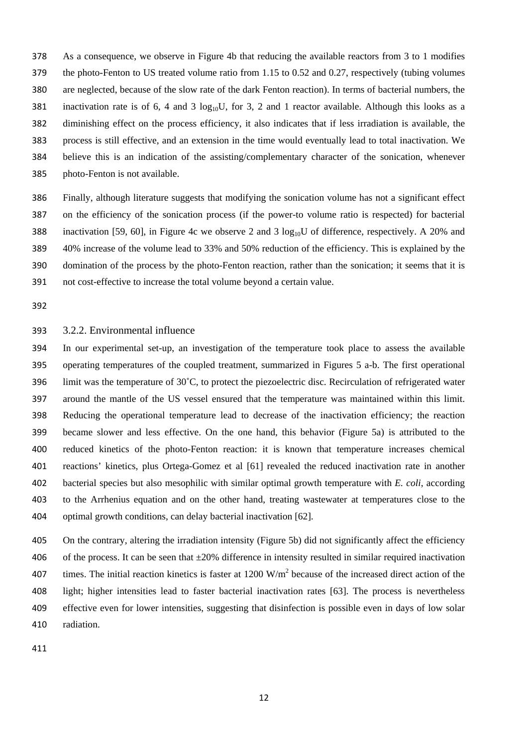As a consequence, we observe in Figure 4b that reducing the available reactors from 3 to 1 modifies the photo-Fenton to US treated volume ratio from 1.15 to 0.52 and 0.27, respectively (tubing volumes are neglected, because of the slow rate of the dark Fenton reaction). In terms of bacterial numbers, the inactivation rate is of 6, 4 and 3 $log_{10}U$, for 3, 2 and 1 reactor available. Although this looks as a diminishing effect on the process efficiency, it also indicates that if less irradiation is available, the process is still effective, and an extension in the time would eventually lead to total inactivation. We believe this is an indication of the assisting/complementary character of the sonication, whenever photo-Fenton is not available.

Finally, although literature suggests that modifying the sonication volume has not a significant effect on the efficiency of the sonication process (if the power-to volume ratio is respected) for bacterial inactivation [59, 60], in Figure 4c we observe 2 and 3 $log_{10}U$ of difference, respectively. A 20% and 40% increase of the volume lead to 33% and 50% reduction of the efficiency. This is explained by the domination of the process by the photo-Fenton reaction, rather than the sonication; it seems that it is not cost-effective to increase the total volume beyond a certain value.

### 3.2.2. Environmental influence

In our experimental set-up, an investigation of the temperature took place to assess the available operating temperatures of the coupled treatment, summarized in Figures 5 a-b. The first operational limit was the temperature of 30˚C, to protect the piezoelectric disc. Recirculation of refrigerated water around the mantle of the US vessel ensured that the temperature was maintained within this limit. Reducing the operational temperature lead to decrease of the inactivation efficiency; the reaction became slower and less effective. On the one hand, this behavior (Figure 5a) is attributed to the reduced kinetics of the photo-Fenton reaction: it is known that temperature increases chemical reactions' kinetics, plus Ortega-Gomez et al [61] revealed the reduced inactivation rate in another bacterial species but also mesophilic with similar optimal growth temperature with *E. coli*, according to the Arrhenius equation and on the other hand, treating wastewater at temperatures close to the optimal growth conditions, can delay bacterial inactivation [62].

On the contrary, altering the irradiation intensity (Figure 5b) did not significantly affect the efficiency of the process. It can be seen that ±20% difference in intensity resulted in similar required inactivation times. The initial reaction kinetics is faster at 1200 $W/m^2$ because of the increased direct action of the light; higher intensities lead to faster bacterial inactivation rates [63]. The process is nevertheless effective even for lower intensities, suggesting that disinfection is possible even in days of low solar radiation.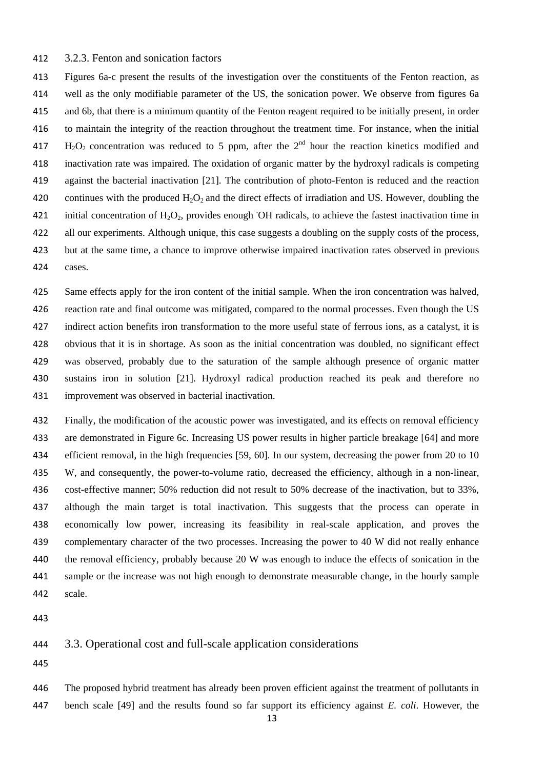### 3.2.3. Fenton and sonication factors

Figures 6a-c present the results of the investigation over the constituents of the Fenton reaction, as well as the only modifiable parameter of the US, the sonication power. We observe from figures 6a and 6b, that there is a minimum quantity of the Fenton reagent required to be initially present, in order to maintain the integrity of the reaction throughout the treatment time. For instance, when the initial $H_2O_2$ concentration was reduced to 5 ppm, after the 2$^{nd}$ hour the reaction kinetics modified and inactivation rate was impaired. The oxidation of organic matter by the hydroxyl radicals is competing against the bacterial inactivation [21]. The contribution of photo-Fenton is reduced and the reaction continues with the produced $H_2O_2$ and the direct effects of irradiation and US. However, doubling the initial concentration of $H_2O_2$, provides enough $^{\cdot}OH$ radicals, to achieve the fastest inactivation time in all our experiments. Although unique, this case suggests a doubling on the supply costs of the process, but at the same time, a chance to improve otherwise impaired inactivation rates observed in previous cases.

Same effects apply for the iron content of the initial sample. When the iron concentration was halved, reaction rate and final outcome was mitigated, compared to the normal processes. Even though the US indirect action benefits iron transformation to the more useful state of ferrous ions, as a catalyst, it is obvious that it is in shortage. As soon as the initial concentration was doubled, no significant effect was observed, probably due to the saturation of the sample although presence of organic matter sustains iron in solution [21]. Hydroxyl radical production reached its peak and therefore no improvement was observed in bacterial inactivation.

Finally, the modification of the acoustic power was investigated, and its effects on removal efficiency are demonstrated in Figure 6c. Increasing US power results in higher particle breakage [64] and more efficient removal, in the high frequencies [59, 60]. In our system, decreasing the power from 20 to 10 W, and consequently, the power-to-volume ratio, decreased the efficiency, although in a non-linear, cost-effective manner; 50% reduction did not result to 50% decrease of the inactivation, but to 33%, although the main target is total inactivation. This suggests that the process can operate in economically low power, increasing its feasibility in real-scale application, and proves the complementary character of the two processes. Increasing the power to 40 W did not really enhance the removal efficiency, probably because 20 W was enough to induce the effects of sonication in the sample or the increase was not high enough to demonstrate measurable change, in the hourly sample scale.

## 3.3. Operational cost and full-scale application considerations

The proposed hybrid treatment has already been proven efficient against the treatment of pollutants in bench scale [49] and the results found so far support its efficiency against *E. coli*. However, the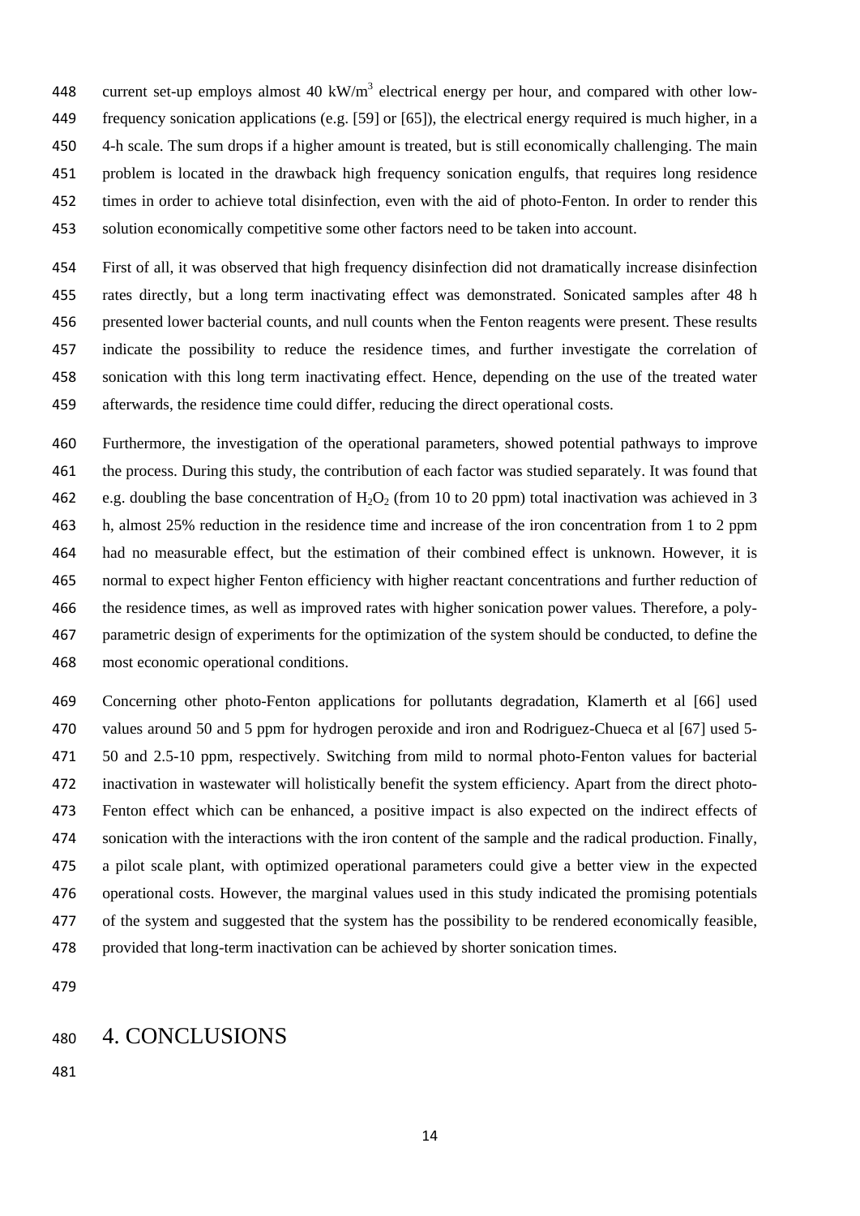current set-up employs almost 40 $kW/m^3$ electrical energy per hour, and compared with other low-frequency sonication applications (e.g. [59] or [65]), the electrical energy required is much higher, in a 4-h scale. The sum drops if a higher amount is treated, but is still economically challenging. The main problem is located in the drawback high frequency sonication engulfs, that requires long residence times in order to achieve total disinfection, even with the aid of photo-Fenton. In order to render this solution economically competitive some other factors need to be taken into account.

First of all, it was observed that high frequency disinfection did not dramatically increase disinfection rates directly, but a long term inactivating effect was demonstrated. Sonicated samples after 48 h presented lower bacterial counts, and null counts when the Fenton reagents were present. These results indicate the possibility to reduce the residence times, and further investigate the correlation of sonication with this long term inactivating effect. Hence, depending on the use of the treated water afterwards, the residence time could differ, reducing the direct operational costs.

Furthermore, the investigation of the operational parameters, showed potential pathways to improve the process. During this study, the contribution of each factor was studied separately. It was found that e.g. doubling the base concentration of $H_2O_2$ (from 10 to 20 ppm) total inactivation was achieved in 3 h, almost 25% reduction in the residence time and increase of the iron concentration from 1 to 2 ppm had no measurable effect, but the estimation of their combined effect is unknown. However, it is normal to expect higher Fenton efficiency with higher reactant concentrations and further reduction of the residence times, as well as improved rates with higher sonication power values. Therefore, a poly-parametric design of experiments for the optimization of the system should be conducted, to define the most economic operational conditions.

Concerning other photo-Fenton applications for pollutants degradation, Klamerth et al [66] used values around 50 and 5 ppm for hydrogen peroxide and iron and Rodriguez-Chueca et al [67] used 5-50 and 2.5-10 ppm, respectively. Switching from mild to normal photo-Fenton values for bacterial inactivation in wastewater will holistically benefit the system efficiency. Apart from the direct photo-Fenton effect which can be enhanced, a positive impact is also expected on the indirect effects of sonication with the interactions with the iron content of the sample and the radical production. Finally, a pilot scale plant, with optimized operational parameters could give a better view in the expected operational costs. However, the marginal values used in this study indicated the promising potentials of the system and suggested that the system has the possibility to be rendered economically feasible, provided that long-term inactivation can be achieved by shorter sonication times.

# 4. CONCLUSIONS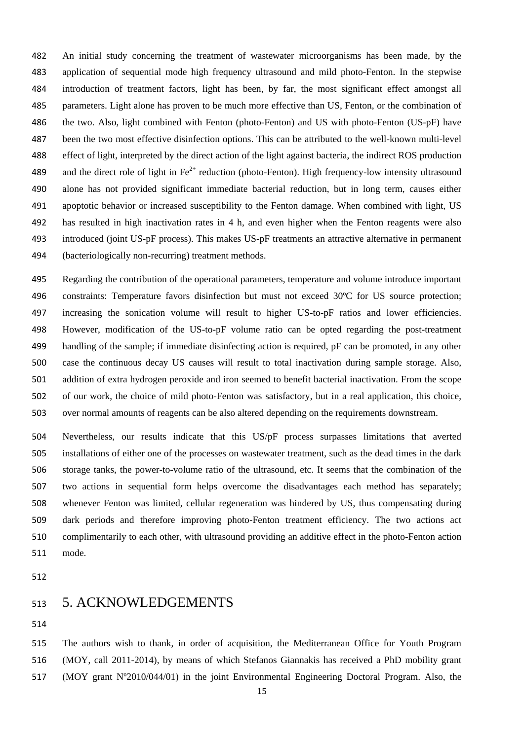An initial study concerning the treatment of wastewater microorganisms has been made, by the application of sequential mode high frequency ultrasound and mild photo-Fenton. In the stepwise introduction of treatment factors, light has been, by far, the most significant effect amongst all parameters. Light alone has proven to be much more effective than US, Fenton, or the combination of the two. Also, light combined with Fenton (photo-Fenton) and US with photo-Fenton (US-pF) have been the two most effective disinfection options. This can be attributed to the well-known multi-level effect of light, interpreted by the direct action of the light against bacteria, the indirect ROS production and the direct role of light in $Fe^{2+}$ reduction (photo-Fenton). High frequency-low intensity ultrasound alone has not provided significant immediate bacterial reduction, but in long term, causes either apoptotic behavior or increased susceptibility to the Fenton damage. When combined with light, US has resulted in high inactivation rates in 4 h, and even higher when the Fenton reagents were also introduced (joint US-pF process). This makes US-pF treatments an attractive alternative in permanent (bacteriologically non-recurring) treatment methods.

Regarding the contribution of the operational parameters, temperature and volume introduce important constraints: Temperature favors disinfection but must not exceed 30ºC for US source protection; increasing the sonication volume will result to higher US-to-pF ratios and lower efficiencies. However, modification of the US-to-pF volume ratio can be opted regarding the post-treatment handling of the sample; if immediate disinfecting action is required, pF can be promoted, in any other case the continuous decay US causes will result to total inactivation during sample storage. Also, addition of extra hydrogen peroxide and iron seemed to benefit bacterial inactivation. From the scope of our work, the choice of mild photo-Fenton was satisfactory, but in a real application, this choice, over normal amounts of reagents can be also altered depending on the requirements downstream.

Nevertheless, our results indicate that this US/pF process surpasses limitations that averted installations of either one of the processes on wastewater treatment, such as the dead times in the dark storage tanks, the power-to-volume ratio of the ultrasound, etc. It seems that the combination of the two actions in sequential form helps overcome the disadvantages each method has separately; whenever Fenton was limited, cellular regeneration was hindered by US, thus compensating during dark periods and therefore improving photo-Fenton treatment efficiency. The two actions act complimentarily to each other, with ultrasound providing an additive effect in the photo-Fenton action mode.

# 5. ACKNOWLEDGEMENTS

The authors wish to thank, in order of acquisition, the Mediterranean Office for Youth Program (MOY, call 2011-2014), by means of which Stefanos Giannakis has received a PhD mobility grant (MOY grant Nº2010/044/01) in the joint Environmental Engineering Doctoral Program. Also, the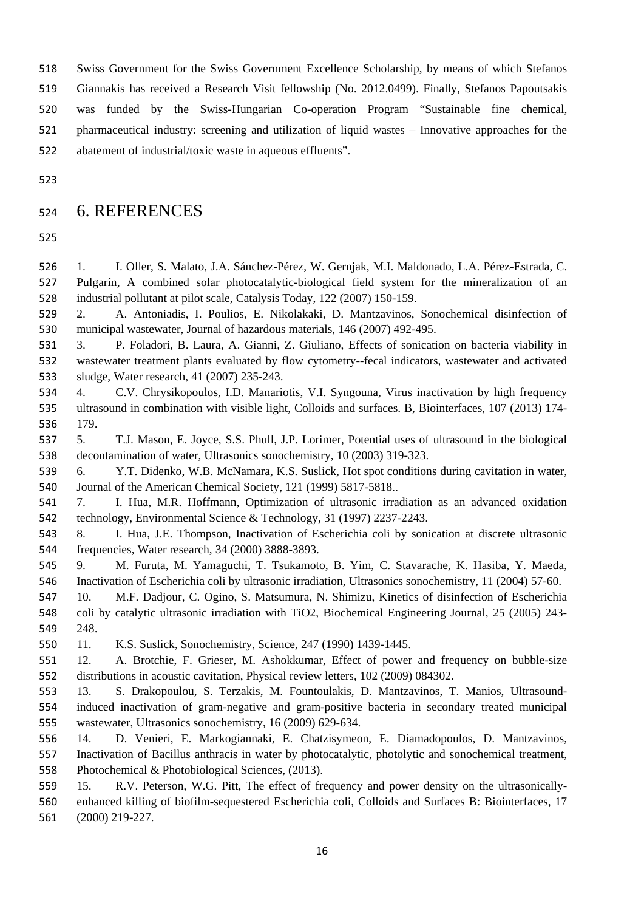Swiss Government for the Swiss Government Excellence Scholarship, by means of which Stefanos Giannakis has received a Research Visit fellowship (No. 2012.0499). Finally, Stefanos Papoutsakis was funded by the Swiss-Hungarian Co-operation Program "Sustainable fine chemical, pharmaceutical industry: screening and utilization of liquid wastes – Innovative approaches for the abatement of industrial/toxic waste in aqueous effluents".

# 6. REFERENCES

1. I. Oller, S. Malato, J.A. Sánchez-Pérez, W. Gernjak, M.I. Maldonado, L.A. Pérez-Estrada, C. Pulgarín, A combined solar photocatalytic-biological field system for the mineralization of an industrial pollutant at pilot scale, Catalysis Today, 122 (2007) 150-159.
2. A. Antoniadis, I. Poulios, E. Nikolakaki, D. Mantzavinos, Sonochemical disinfection of municipal wastewater, Journal of hazardous materials, 146 (2007) 492-495.
3. P. Foladori, B. Laura, A. Gianni, Z. Giuliano, Effects of sonication on bacteria viability in wastewater treatment plants evaluated by flow cytometry--fecal indicators, wastewater and activated sludge, Water research, 41 (2007) 235-243.
4. C.V. Chrysikopoulos, I.D. Manariotis, V.I. Syngouna, Virus inactivation by high frequency ultrasound in combination with visible light, Colloids and surfaces. B, Biointerfaces, 107 (2013) 174-179.
5. T.J. Mason, E. Joyce, S.S. Phull, J.P. Lorimer, Potential uses of ultrasound in the biological decontamination of water, Ultrasonics sonochemistry, 10 (2003) 319-323.
6. Y.T. Didenko, W.B. McNamara, K.S. Suslick, Hot spot conditions during cavitation in water, Journal of the American Chemical Society, 121 (1999) 5817-5818..
7. I. Hua, M.R. Hoffmann, Optimization of ultrasonic irradiation as an advanced oxidation technology, Environmental Science & Technology, 31 (1997) 2237-2243.
8. I. Hua, J.E. Thompson, Inactivation of Escherichia coli by sonication at discrete ultrasonic frequencies, Water research, 34 (2000) 3888-3893.
9. M. Furuta, M. Yamaguchi, T. Tsukamoto, B. Yim, C. Stavarache, K. Hasiba, Y. Maeda, Inactivation of Escherichia coli by ultrasonic irradiation, Ultrasonics sonochemistry, 11 (2004) 57-60.
10. M.F. Dadjour, C. Ogino, S. Matsumura, N. Shimizu, Kinetics of disinfection of Escherichia coli by catalytic ultrasonic irradiation with TiO2, Biochemical Engineering Journal, 25 (2005) 243-248.
11. K.S. Suslick, Sonochemistry, Science, 247 (1990) 1439-1445.
12. A. Brotchie, F. Grieser, M. Ashokkumar, Effect of power and frequency on bubble-size distributions in acoustic cavitation, Physical review letters, 102 (2009) 084302.
13. S. Drakopoulou, S. Terzakis, M. Fountoulakis, D. Mantzavinos, T. Manios, Ultrasound-induced inactivation of gram-negative and gram-positive bacteria in secondary treated municipal wastewater, Ultrasonics sonochemistry, 16 (2009) 629-634.
14. D. Venieri, E. Markogiannaki, E. Chatzisymeon, E. Diamadopoulos, D. Mantzavinos, Inactivation of Bacillus anthracis in water by photocatalytic, photolytic and sonochemical treatment, Photochemical & Photobiological Sciences, (2013).
15. R.V. Peterson, W.G. Pitt, The effect of frequency and power density on the ultrasonically-enhanced killing of biofilm-sequestered Escherichia coli, Colloids and Surfaces B: Biointerfaces, 17 (2000) 219-227.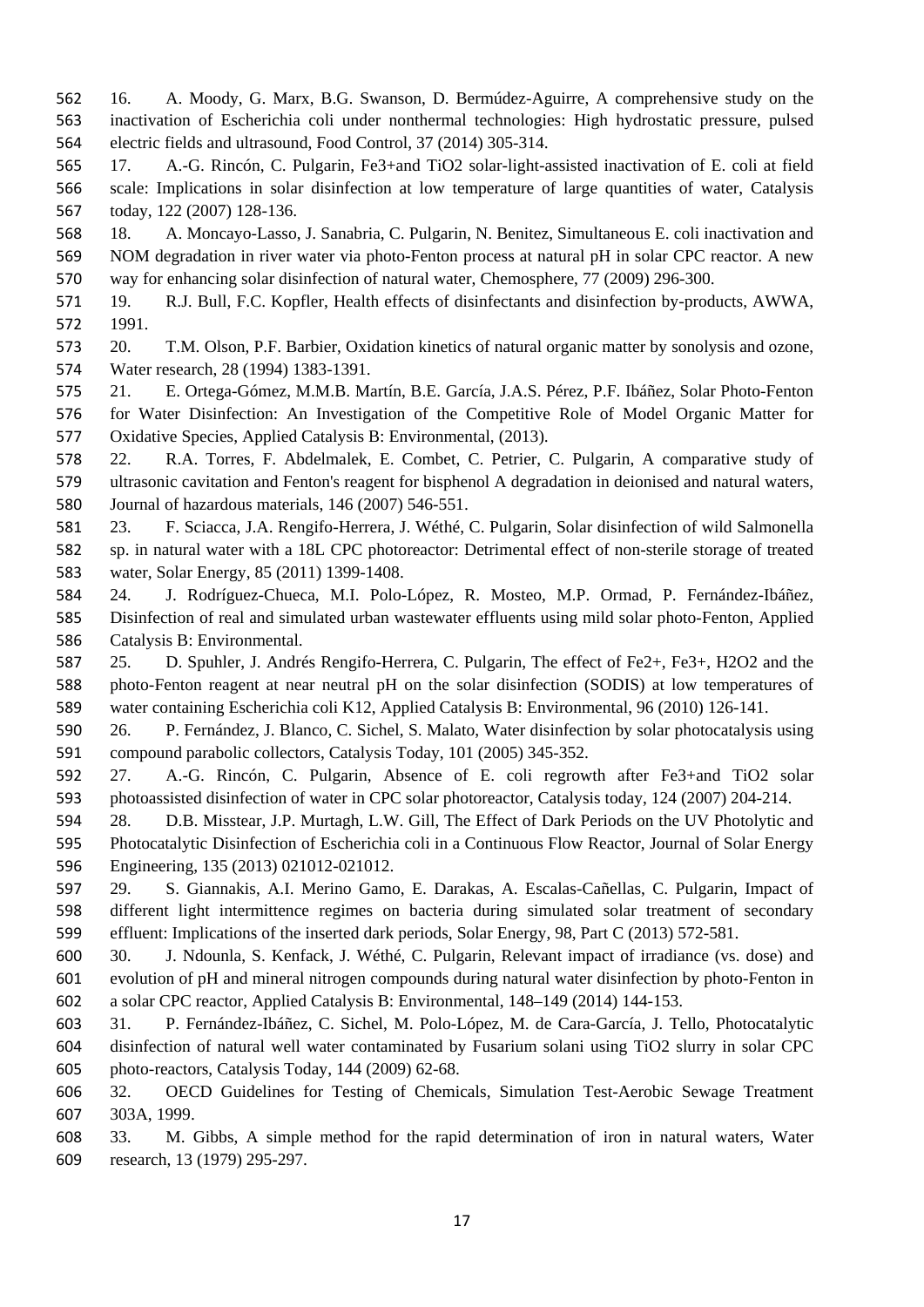16. A. Moody, G. Marx, B.G. Swanson, D. Bermúdez-Aguirre, A comprehensive study on the inactivation of Escherichia coli under nonthermal technologies: High hydrostatic pressure, pulsed electric fields and ultrasound, Food Control, 37 (2014) 305-314.
17. A.-G. Rincón, C. Pulgarin, $Fe^{3+}$and $TiO_2$ solar-light-assisted inactivation of E. coli at field scale: Implications in solar disinfection at low temperature of large quantities of water, Catalysis today, 122 (2007) 128-136.
18. A. Moncayo-Lasso, J. Sanabria, C. Pulgarin, N. Benitez, Simultaneous E. coli inactivation and NOM degradation in river water via photo-Fenton process at natural pH in solar CPC reactor. A new way for enhancing solar disinfection of natural water, Chemosphere, 77 (2009) 296-300.
19. R.J. Bull, F.C. Kopfler, Health effects of disinfectants and disinfection by-products, AWWA, 1991.
20. T.M. Olson, P.F. Barbier, Oxidation kinetics of natural organic matter by sonolysis and ozone, Water research, 28 (1994) 1383-1391.
21. E. Ortega-Gómez, M.M.B. Martín, B.E. García, J.A.S. Pérez, P.F. Ibáñez, Solar Photo-Fenton for Water Disinfection: An Investigation of the Competitive Role of Model Organic Matter for Oxidative Species, Applied Catalysis B: Environmental, (2013).
22. R.A. Torres, F. Abdelmalek, E. Combet, C. Petrier, C. Pulgarin, A comparative study of ultrasonic cavitation and Fenton's reagent for bisphenol A degradation in deionised and natural waters, Journal of hazardous materials, 146 (2007) 546-551.
23. F. Sciacca, J.A. Rengifo-Herrera, J. Wéthé, C. Pulgarin, Solar disinfection of wild Salmonella sp. in natural water with a 18L CPC photoreactor: Detrimental effect of non-sterile storage of treated water, Solar Energy, 85 (2011) 1399-1408.
24. J. Rodríguez-Chueca, M.I. Polo-López, R. Mosteo, M.P. Ormad, P. Fernández-Ibáñez, Disinfection of real and simulated urban wastewater effluents using mild solar photo-Fenton, Applied Catalysis B: Environmental.
25. D. Spuhler, J. Andrés Rengifo-Herrera, C. Pulgarin, The effect of $Fe^{2+}$, $Fe^{3+}$, $H_2O_2$ and the photo-Fenton reagent at near neutral pH on the solar disinfection (SODIS) at low temperatures of water containing Escherichia coli K12, Applied Catalysis B: Environmental, 96 (2010) 126-141.
26. P. Fernández, J. Blanco, C. Sichel, S. Malato, Water disinfection by solar photocatalysis using compound parabolic collectors, Catalysis Today, 101 (2005) 345-352.
27. A.-G. Rincón, C. Pulgarin, Absence of E. coli regrowth after $Fe^{3+}$and $TiO_2$ solar photoassisted disinfection of water in CPC solar photoreactor, Catalysis today, 124 (2007) 204-214.
28. D.B. Misstear, J.P. Murtagh, L.W. Gill, The Effect of Dark Periods on the UV Photolytic and Photocatalytic Disinfection of Escherichia coli in a Continuous Flow Reactor, Journal of Solar Energy Engineering, 135 (2013) 021012-021012.
29. S. Giannakis, A.I. Merino Gamo, E. Darakas, A. Escalas-Cañellas, C. Pulgarin, Impact of different light intermittence regimes on bacteria during simulated solar treatment of secondary effluent: Implications of the inserted dark periods, Solar Energy, 98, Part C (2013) 572-581.
30. J. Ndounla, S. Kenfack, J. Wéthé, C. Pulgarin, Relevant impact of irradiance (vs. dose) and evolution of pH and mineral nitrogen compounds during natural water disinfection by photo-Fenton in a solar CPC reactor, Applied Catalysis B: Environmental, 148–149 (2014) 144-153.
31. P. Fernández-Ibáñez, C. Sichel, M. Polo-López, M. de Cara-García, J. Tello, Photocatalytic disinfection of natural well water contaminated by Fusarium solani using $TiO_2$ slurry in solar CPC photo-reactors, Catalysis Today, 144 (2009) 62-68.
32. OECD Guidelines for Testing of Chemicals, Simulation Test-Aerobic Sewage Treatment 303A, 1999.
33. M. Gibbs, A simple method for the rapid determination of iron in natural waters, Water research, 13 (1979) 295-297.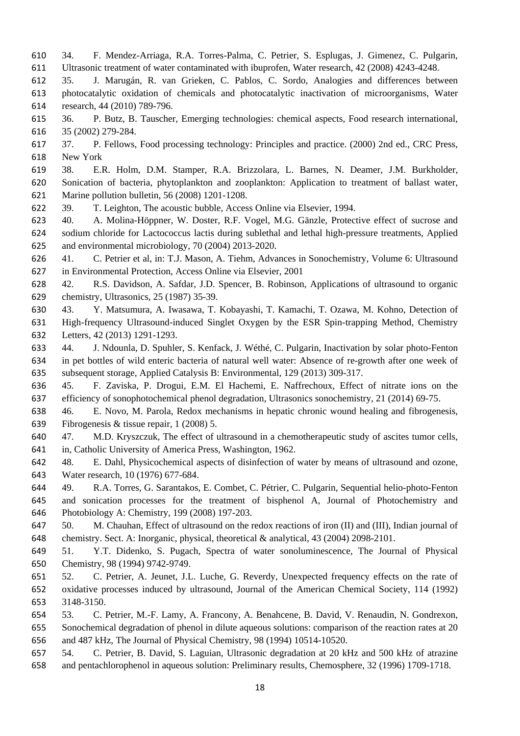34. F. Mendez-Arriaga, R.A. Torres-Palma, C. Petrier, S. Esplugas, J. Gimenez, C. Pulgarin, Ultrasonic treatment of water contaminated with ibuprofen, Water research, 42 (2008) 4243-4248.

35. J. Marugán, R. van Grieken, C. Pablos, C. Sordo, Analogies and differences between photocatalytic oxidation of chemicals and photocatalytic inactivation of microorganisms, Water research, 44 (2010) 789-796.

36. P. Butz, B. Tauscher, Emerging technologies: chemical aspects, Food research international, 35 (2002) 279-284.

37. P. Fellows, Food processing technology: Principles and practice. (2000) 2nd ed., CRC Press, New York

38. E.R. Holm, D.M. Stamper, R.A. Brizzolara, L. Barnes, N. Deamer, J.M. Burkholder, Sonication of bacteria, phytoplankton and zooplankton: Application to treatment of ballast water, Marine pollution bulletin, 56 (2008) 1201-1208.

39. T. Leighton, The acoustic bubble, Access Online via Elsevier, 1994.

40. A. Molina-Höppner, W. Doster, R.F. Vogel, M.G. Gänzle, Protective effect of sucrose and sodium chloride for Lactococcus lactis during sublethal and lethal high-pressure treatments, Applied and environmental microbiology, 70 (2004) 2013-2020.

41. C. Petrier et al, in: T.J. Mason, A. Tiehm, Advances in Sonochemistry, Volume 6: Ultrasound in Environmental Protection, Access Online via Elsevier, 2001

42. R.S. Davidson, A. Safdar, J.D. Spencer, B. Robinson, Applications of ultrasound to organic chemistry, Ultrasonics, 25 (1987) 35-39.

43. Y. Matsumura, A. Iwasawa, T. Kobayashi, T. Kamachi, T. Ozawa, M. Kohno, Detection of High-frequency Ultrasound-induced Singlet Oxygen by the ESR Spin-trapping Method, Chemistry Letters, 42 (2013) 1291-1293.

44. J. Ndounla, D. Spuhler, S. Kenfack, J. Wéthé, C. Pulgarin, Inactivation by solar photo-Fenton in pet bottles of wild enteric bacteria of natural well water: Absence of re-growth after one week of subsequent storage, Applied Catalysis B: Environmental, 129 (2013) 309-317.

45. F. Zaviska, P. Drogui, E.M. El Hachemi, E. Naffrechoux, Effect of nitrate ions on the efficiency of sonophotochemical phenol degradation, Ultrasonics sonochemistry, 21 (2014) 69-75.

46. E. Novo, M. Parola, Redox mechanisms in hepatic chronic wound healing and fibrogenesis, Fibrogenesis & tissue repair, 1 (2008) 5.

47. M.D. Kryszczuk, The effect of ultrasound in a chemotherapeutic study of ascites tumor cells, in, Catholic University of America Press, Washington, 1962.

48. E. Dahl, Physicochemical aspects of disinfection of water by means of ultrasound and ozone, Water research, 10 (1976) 677-684.

49. R.A. Torres, G. Sarantakos, E. Combet, C. Pétrier, C. Pulgarin, Sequential helio-photo-Fenton and sonication processes for the treatment of bisphenol A, Journal of Photochemistry and Photobiology A: Chemistry, 199 (2008) 197-203.

50. M. Chauhan, Effect of ultrasound on the redox reactions of iron (II) and (III), Indian journal of chemistry. Sect. A: Inorganic, physical, theoretical & analytical, 43 (2004) 2098-2101.

51. Y.T. Didenko, S. Pugach, Spectra of water sonoluminescence, The Journal of Physical Chemistry, 98 (1994) 9742-9749.

52. C. Petrier, A. Jeunet, J.L. Luche, G. Reverdy, Unexpected frequency effects on the rate of oxidative processes induced by ultrasound, Journal of the American Chemical Society, 114 (1992) 3148-3150.

53. C. Petrier, M.-F. Lamy, A. Francony, A. Benahcene, B. David, V. Renaudin, N. Gondrexon, Sonochemical degradation of phenol in dilute aqueous solutions: comparison of the reaction rates at 20 and 487 kHz, The Journal of Physical Chemistry, 98 (1994) 10514-10520.

54. C. Petrier, B. David, S. Laguian, Ultrasonic degradation at 20 kHz and 500 kHz of atrazine and pentachlorophenol in aqueous solution: Preliminary results, Chemosphere, 32 (1996) 1709-1718.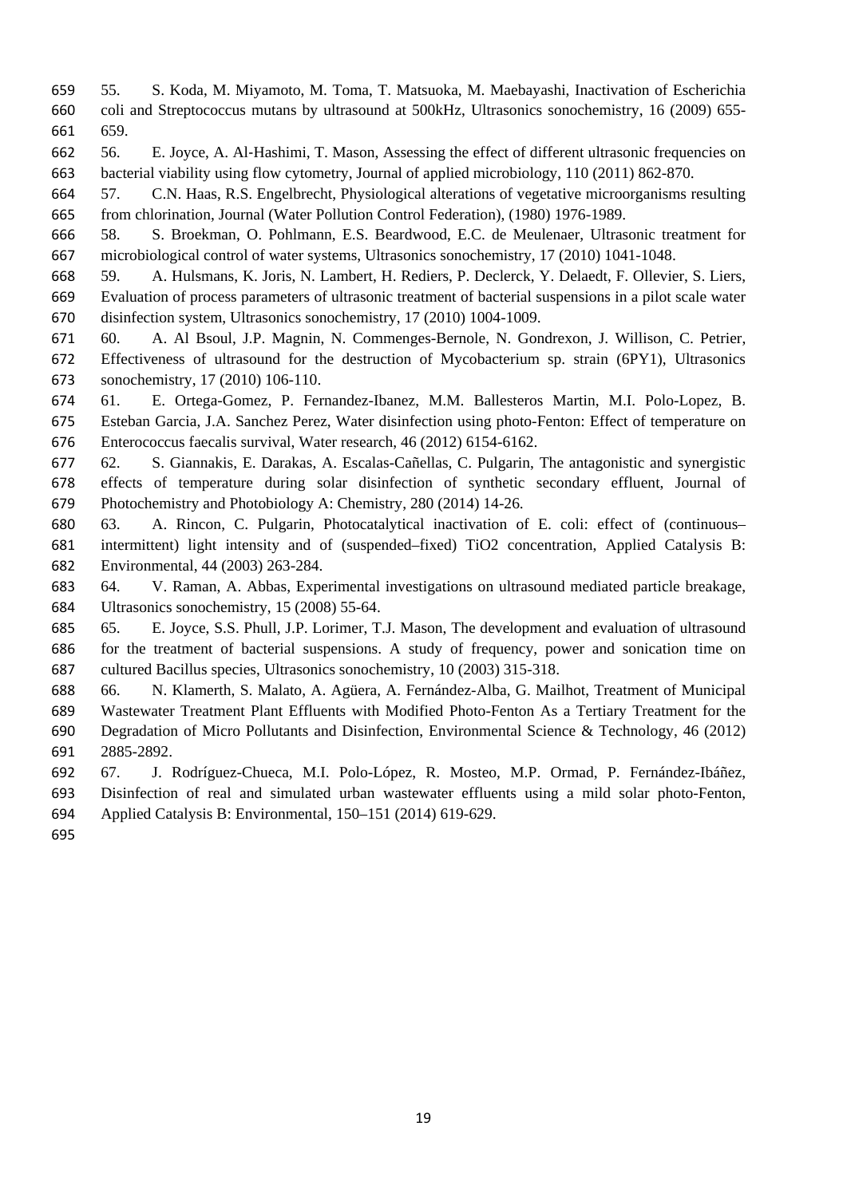55. S. Koda, M. Miyamoto, M. Toma, T. Matsuoka, M. Maebayashi, Inactivation of Escherichia coli and Streptococcus mutans by ultrasound at 500kHz, Ultrasonics sonochemistry, 16 (2009) 655-659.

56. E. Joyce, A. Al-Hashimi, T. Mason, Assessing the effect of different ultrasonic frequencies on bacterial viability using flow cytometry, Journal of applied microbiology, 110 (2011) 862-870.

57. C.N. Haas, R.S. Engelbrecht, Physiological alterations of vegetative microorganisms resulting from chlorination, Journal (Water Pollution Control Federation), (1980) 1976-1989.

58. S. Broekman, O. Pohlmann, E.S. Beardwood, E.C. de Meulenaer, Ultrasonic treatment for microbiological control of water systems, Ultrasonics sonochemistry, 17 (2010) 1041-1048.

59. A. Hulsmans, K. Joris, N. Lambert, H. Rediers, P. Declerck, Y. Delaedt, F. Ollevier, S. Liers, Evaluation of process parameters of ultrasonic treatment of bacterial suspensions in a pilot scale water disinfection system, Ultrasonics sonochemistry, 17 (2010) 1004-1009.

60. A. Al Bsoul, J.P. Magnin, N. Commenges-Bernole, N. Gondrexon, J. Willison, C. Petrier, Effectiveness of ultrasound for the destruction of Mycobacterium sp. strain (6PY1), Ultrasonics sonochemistry, 17 (2010) 106-110.

61. E. Ortega-Gomez, P. Fernandez-Ibanez, M.M. Ballesteros Martin, M.I. Polo-Lopez, B. Esteban Garcia, J.A. Sanchez Perez, Water disinfection using photo-Fenton: Effect of temperature on Enterococcus faecalis survival, Water research, 46 (2012) 6154-6162.

62. S. Giannakis, E. Darakas, A. Escalas-Cañellas, C. Pulgarin, The antagonistic and synergistic effects of temperature during solar disinfection of synthetic secondary effluent, Journal of Photochemistry and Photobiology A: Chemistry, 280 (2014) 14-26.

63. A. Rincon, C. Pulgarin, Photocatalytical inactivation of E. coli: effect of (continuous–intermittent) light intensity and of (suspended–fixed) TiO2 concentration, Applied Catalysis B: Environmental, 44 (2003) 263-284.

64. V. Raman, A. Abbas, Experimental investigations on ultrasound mediated particle breakage, Ultrasonics sonochemistry, 15 (2008) 55-64.

65. E. Joyce, S.S. Phull, J.P. Lorimer, T.J. Mason, The development and evaluation of ultrasound for the treatment of bacterial suspensions. A study of frequency, power and sonication time on cultured Bacillus species, Ultrasonics sonochemistry, 10 (2003) 315-318.

66. N. Klamerth, S. Malato, A. Agüera, A. Fernández-Alba, G. Mailhot, Treatment of Municipal Wastewater Treatment Plant Effluents with Modified Photo-Fenton As a Tertiary Treatment for the Degradation of Micro Pollutants and Disinfection, Environmental Science & Technology, 46 (2012) 2885-2892.

67. J. Rodríguez-Chueca, M.I. Polo-López, R. Mosteo, M.P. Ormad, P. Fernández-Ibáñez, Disinfection of real and simulated urban wastewater effluents using a mild solar photo-Fenton, Applied Catalysis B: Environmental, 150–151 (2014) 619-629.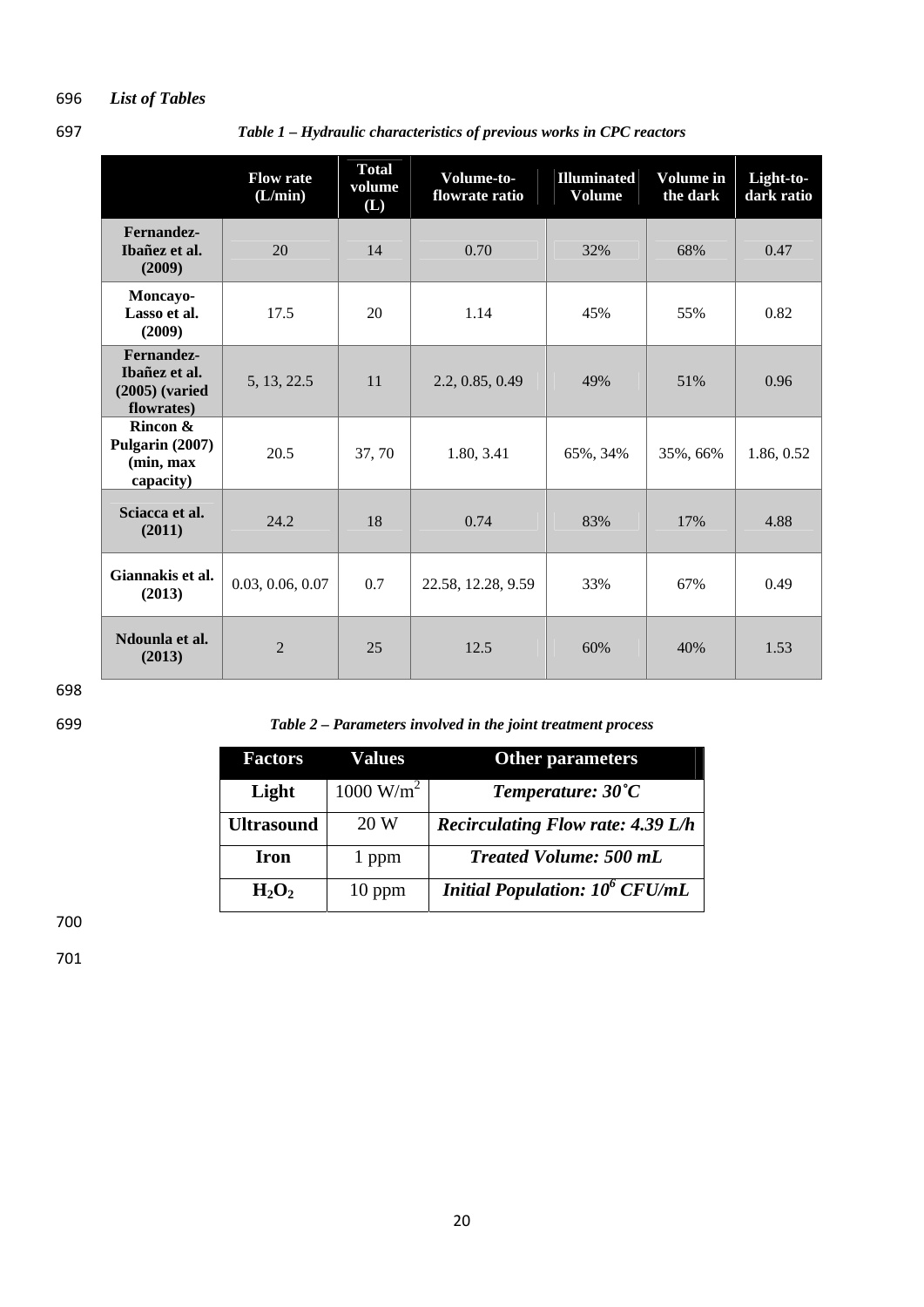*List of Tables*

*Table 1 – Hydraulic characteristics of previous works in CPC reactors*

| | Flow rate (L/min) | Total volume (L) | Volume-to-flowrate ratio | Illuminated Volume | Volume in the dark | Light-to-dark ratio |
|---|---|---|---|---|---|---|
| **Fernandez-Ibañez et al. (2009)** | 20 | 14 | 0.70 | 32% | 68% | 0.47 |
| **Moncayo-Lasso et al. (2009)** | 17.5 | 20 | 1.14 | 45% | 55% | 0.82 |
| **Fernandez-Ibañez et al. (2005) (varied flowrates)** | 5, 13, 22.5 | 11 | 2.2, 0.85, 0.49 | 49% | 51% | 0.96 |
| **Rincon & Pulgarin (2007) (min, max capacity)** | 20.5 | 37, 70 | 1.80, 3.41 | 65%, 34% | 35%, 66% | 1.86, 0.52 |
| **Sciacca et al. (2011)** | 24.2 | 18 | 0.74 | 83% | 17% | 4.88 |
| **Giannakis et al. (2013)** | 0.03, 0.06, 0.07 | 0.7 | 22.58, 12.28, 9.59 | 33% | 67% | 0.49 |
| **Ndounla et al. (2013)** | 2 | 25 | 12.5 | 60% | 40% | 1.53 |

*Table 2 – Parameters involved in the joint treatment process*

| Factors | Values | Other parameters |
|---|---|---|
| **Light** | 1000 $W/m^2$ | ***Temperature: 30˚C*** |
| **Ultrasound** | 20 W | ***Recirculating Flow rate: 4.39 L/h*** |
| **Iron** | 1 ppm | ***Treated Volume: 500 mL*** |
| **$H_2O_2$** | 10 ppm | ***Initial Population: $10^6$ CFU/mL*** |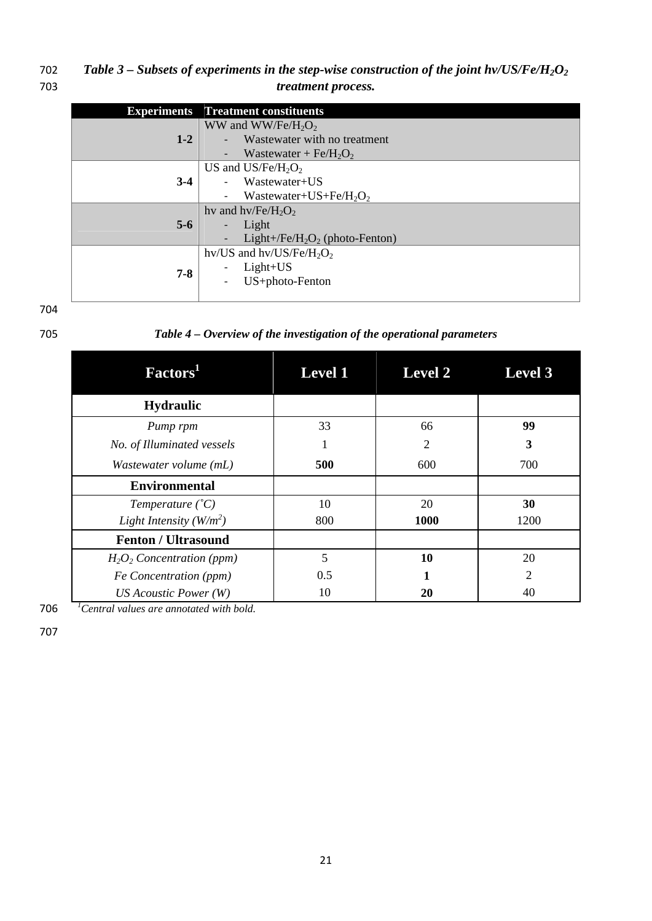***Table 3 – Subsets of experiments in the step-wise construction of the joint hv/US/Fe/$H_2O_2$ treatment process.***

| Experiments | Treatment constituents |
|---|---|
| **1-2** | WW and WW/Fe/$H_2O_2$<br>- Wastewater with no treatment<br>- Wastewater + Fe/$H_2O_2$ |
| **3-4** | US and US/Fe/$H_2O_2$<br>- Wastewater+US<br>- Wastewater+US+Fe/$H_2O_2$ |
| **5-6** | hv and hv/Fe/$H_2O_2$<br>- Light<br>- Light+/Fe/$H_2O_2$ (photo-Fenton) |
| **7-8** | hv/US and hv/US/Fe/$H_2O_2$<br>- Light+US<br>- US+photo-Fenton |

***Table 4 – Overview of the investigation of the operational parameters***

| Factors[1] | Level 1 | Level 2 | Level 3 |
|---|---|---|---|
| **Hydraulic** | | | |
| *Pump rpm* | 33 | 66 | **99** |
| *No. of Illuminated vessels* | 1 | 2 | **3** |
| *Wastewater volume (mL)* | **500** | 600 | 700 |
| **Environmental** | | | |
| *Temperature (˚C)* | 10 | 20 | **30** |
| *Light Intensity (W/m²)* | 800 | **1000** | 1200 |
| **Fenton / Ultrasound** | | | |
| *$H_2O_2$ Concentration (ppm)* | 5 | **10** | 20 |
| *Fe Concentration (ppm)* | 0.5 | **1** | 2 |
| *US Acoustic Power (W)* | 10 | **20** | 40 |

[1]*Central values are annotated with bold.*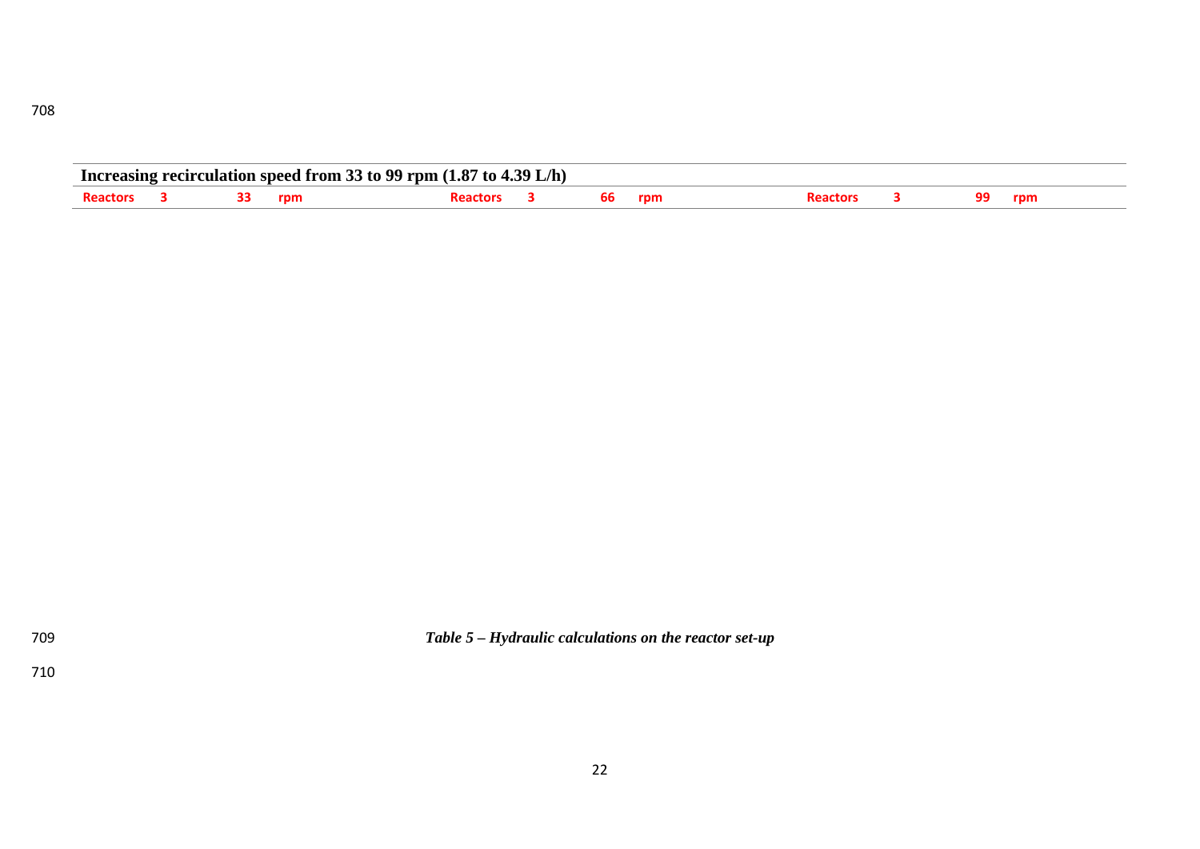| Increasing recirculation speed from 33 to 99 rpm (1.87 to 4.39 L/h) | | | | | | | | | | | |
|---|---|---|---|---|---|---|---|---|---|---|---|
| **Reactors** | **3** | **33** | **rpm** | **Reactors** | **3** | **66** | **rpm** | **Reactors** | **3** | **99** | **rpm** |

***Table 5 – Hydraulic calculations on the reactor set-up***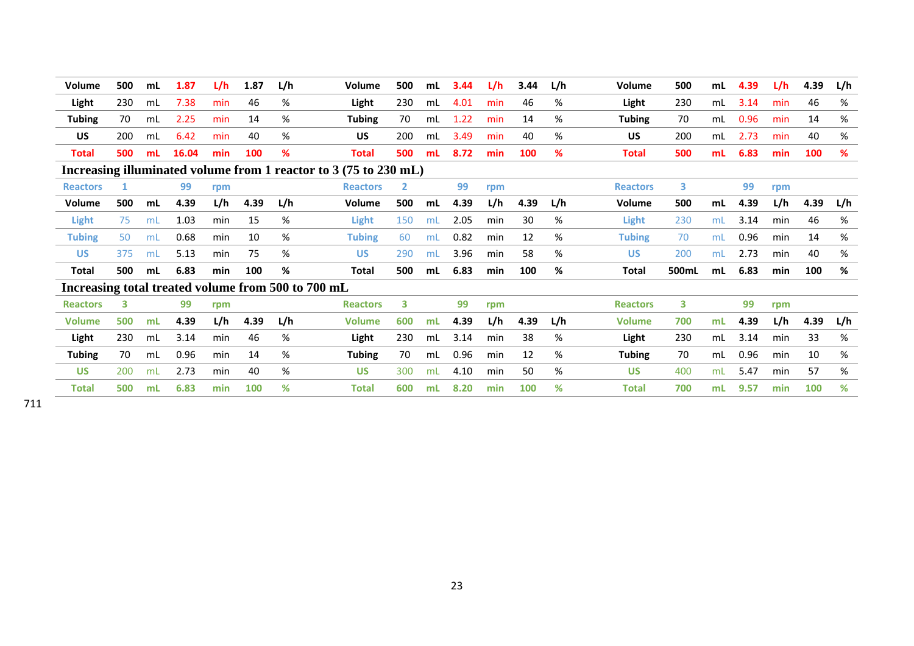| Volume | 500 | mL | 1.87 | L/h | 1.87 | L/h | Volume | 500 | mL | 3.44 | L/h | 3.44 | L/h | Volume | 500 | mL | 4.39 | L/h | 4.39 | L/h |
|---|---|---|---|---|---|---|---|---|---|---|---|---|---|---|---|---|---|---|---|---|
| Light | 230 | mL | 7.38 | min | 46 | % | Light | 230 | mL | 4.01 | min | 46 | % | Light | 230 | mL | 3.14 | min | 46 | % |
| Tubing | 70 | mL | 2.25 | min | 14 | % | Tubing | 70 | mL | 1.22 | min | 14 | % | Tubing | 70 | mL | 0.96 | min | 14 | % |
| US | 200 | mL | 6.42 | min | 40 | % | US | 200 | mL | 3.49 | min | 40 | % | US | 200 | mL | 2.73 | min | 40 | % |
| **Total** | **500** | **mL** | **16.04** | **min** | **100** | **%** | **Total** | **500** | **mL** | **8.72** | **min** | **100** | **%** | **Total** | **500** | **mL** | **6.83** | **min** | **100** | **%** |

**Increasing illuminated volume from 1 reactor to 3 (75 to 230 mL)**

| Reactors | 1 | | 99 | rpm | | | Reactors | 2 | | 99 | rpm | | | Reactors | 3 | | 99 | rpm | | |
|---|---|---|---|---|---|---|---|---|---|---|---|---|---|---|---|---|---|---|---|---|
| Volume | 500 | mL | 4.39 | L/h | 4.39 | L/h | Volume | 500 | mL | 4.39 | L/h | 4.39 | L/h | Volume | 500 | mL | 4.39 | L/h | 4.39 | L/h |
| Light | 75 | mL | 1.03 | min | 15 | % | Light | 150 | mL | 2.05 | min | 30 | % | Light | 230 | mL | 3.14 | min | 46 | % |
| Tubing | 50 | mL | 0.68 | min | 10 | % | Tubing | 60 | mL | 0.82 | min | 12 | % | Tubing | 70 | mL | 0.96 | min | 14 | % |
| US | 375 | mL | 5.13 | min | 75 | % | US | 290 | mL | 3.96 | min | 58 | % | US | 200 | mL | 2.73 | min | 40 | % |
| Total | 500 | mL | 6.83 | min | 100 | % | Total | 500 | mL | 6.83 | min | 100 | % | Total | 500mL | mL | 6.83 | min | 100 | % |

**Increasing total treated volume from 500 to 700 mL**

| Reactors | 3 | | 99 | rpm | | | Reactors | 3 | | 99 | rpm | | | Reactors | 3 | | 99 | rpm | | |
|---|---|---|---|---|---|---|---|---|---|---|---|---|---|---|---|---|---|---|---|---|
| Volume | 500 | mL | 4.39 | L/h | 4.39 | L/h | Volume | 600 | mL | 4.39 | L/h | 4.39 | L/h | Volume | 700 | mL | 4.39 | L/h | 4.39 | L/h |
| Light | 230 | mL | 3.14 | min | 46 | % | Light | 230 | mL | 3.14 | min | 38 | % | Light | 230 | mL | 3.14 | min | 33 | % |
| Tubing | 70 | mL | 0.96 | min | 14 | % | Tubing | 70 | mL | 0.96 | min | 12 | % | Tubing | 70 | mL | 0.96 | min | 10 | % |
| US | 200 | mL | 2.73 | min | 40 | % | US | 300 | mL | 4.10 | min | 50 | % | US | 400 | mL | 5.47 | min | 57 | % |
| Total | 500 | mL | 6.83 | min | 100 | % | Total | 600 | mL | 8.20 | min | 100 | % | Total | 700 | mL | 9.57 | min | 100 | % |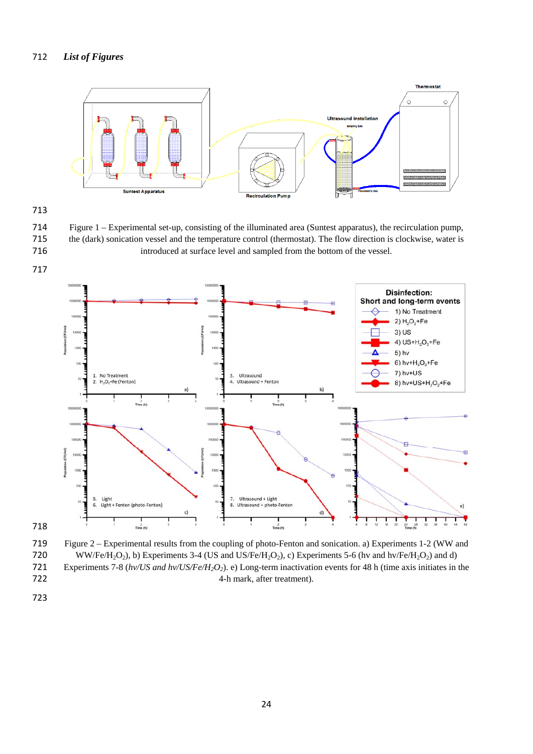*List of Figures*

Figure 1 – Experimental set-up, consisting of the illuminated area (Suntest apparatus), the recirculation pump, the (dark) sonication vessel and the temperature control (thermostat). The flow direction is clockwise, water is introduced at surface level and sampled from the bottom of the vessel.

Figure 2 – Experimental results from the coupling of photo-Fenton and sonication. a) Experiments 1-2 (WW and WW/Fe/$H_2O_2$), b) Experiments 3-4 (US and US/Fe/$H_2O_2$), c) Experiments 5-6 (hv and hv/Fe/$H_2O_2$) and d) Experiments 7-8 (*hv/US and hv/US/Fe/$H_2O_2$*). e) Long-term inactivation events for 48 h (time axis initiates in the 4-h mark, after treatment).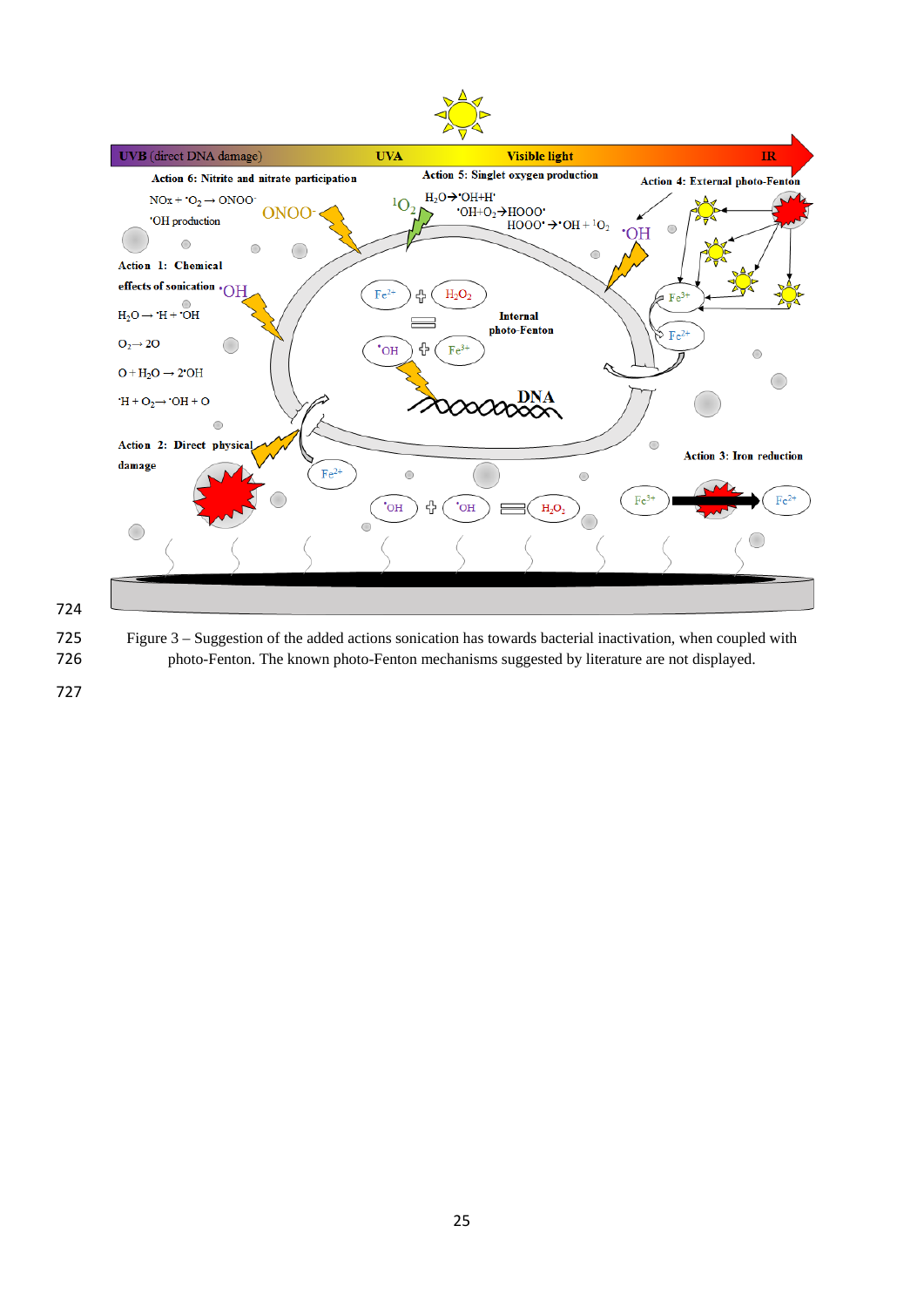Figure 3 – Suggestion of the added actions sonication has towards bacterial inactivation, when coupled with photo-Fenton. The known photo-Fenton mechanisms suggested by literature are not displayed.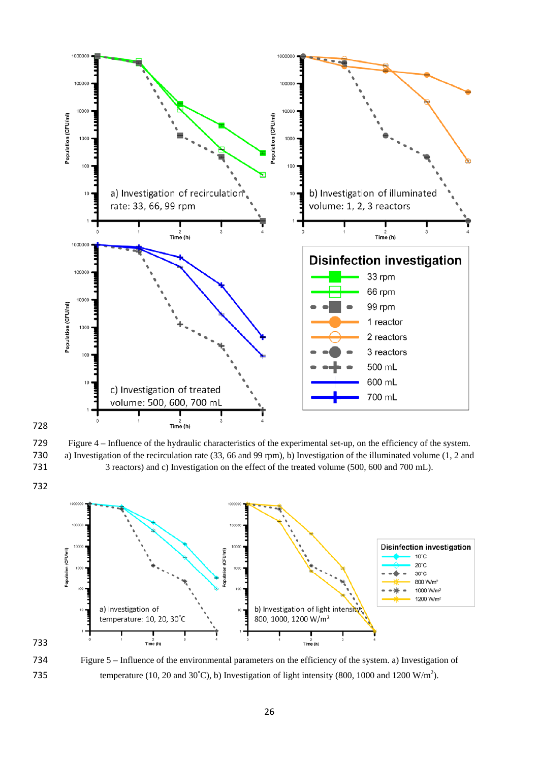Figure 4 – Influence of the hydraulic characteristics of the experimental set-up, on the efficiency of the system. a) Investigation of the recirculation rate (33, 66 and 99 rpm), b) Investigation of the illuminated volume (1, 2 and 3 reactors) and c) Investigation on the effect of the treated volume (500, 600 and 700 mL).

Figure 5 – Influence of the environmental parameters on the efficiency of the system. a) Investigation of temperature (10, 20 and 30°C), b) Investigation of light intensity (800, 1000 and 1200 W/m$^2$).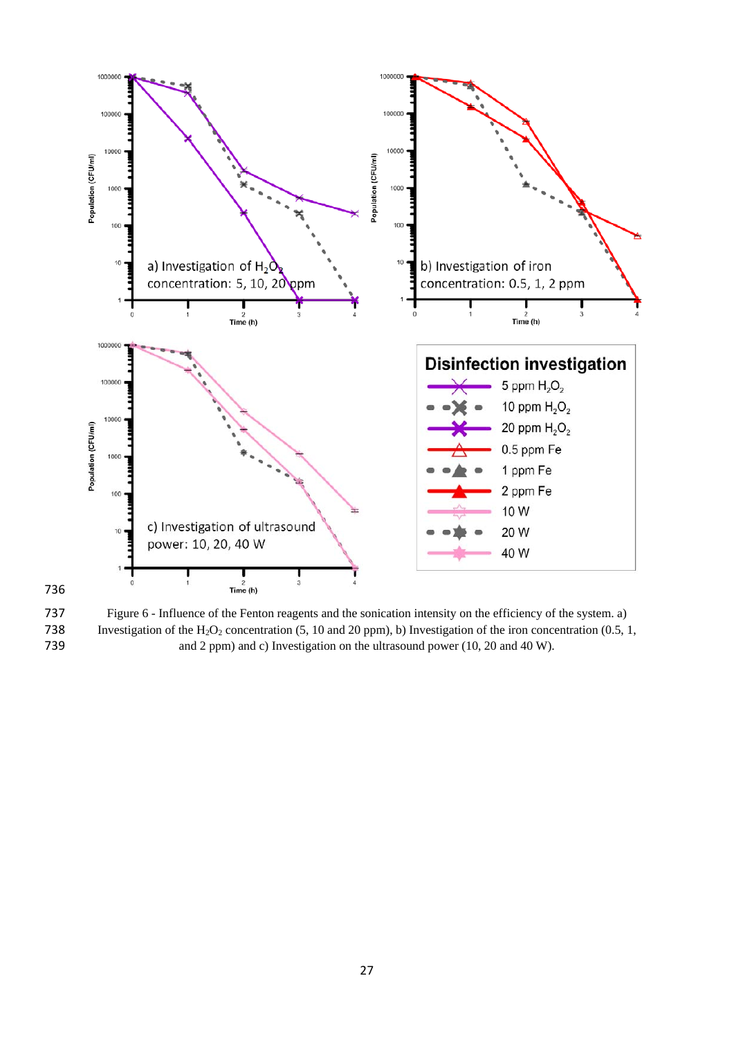Population (CFU/ml)

1000000

100000

10000

1000

100

10

1

0 1 2 3 4

Time (h)

a) Investigation of $H_2O_2$ concentration: 5, 10, 20 ppm

Population (CFU/ml)

1000000

100000

10000

1000

100

10

1

0 1 2 3 4

Time (h)

b) Investigation of iron concentration: 0.5, 1, 2 ppm

Population (CFU/ml)

1000000

100000

10000

1000

100

10

1

0 1 2 3 4

Time (h)

c) Investigation of ultrasound power: 10, 20, 40 W

**Disinfection investigation**

5 ppm $H_2O_2$

10 ppm $H_2O_2$

20 ppm $H_2O_2$

0.5 ppm Fe

1 ppm Fe

2 ppm Fe

10 W

20 W

40 W

Figure 6 - Influence of the Fenton reagents and the sonication intensity on the efficiency of the system. a) Investigation of the $H_2O_2$ concentration (5, 10 and 20 ppm), b) Investigation of the iron concentration (0.5, 1, and 2 ppm) and c) Investigation on the ultrasound power (10, 20 and 40 W).